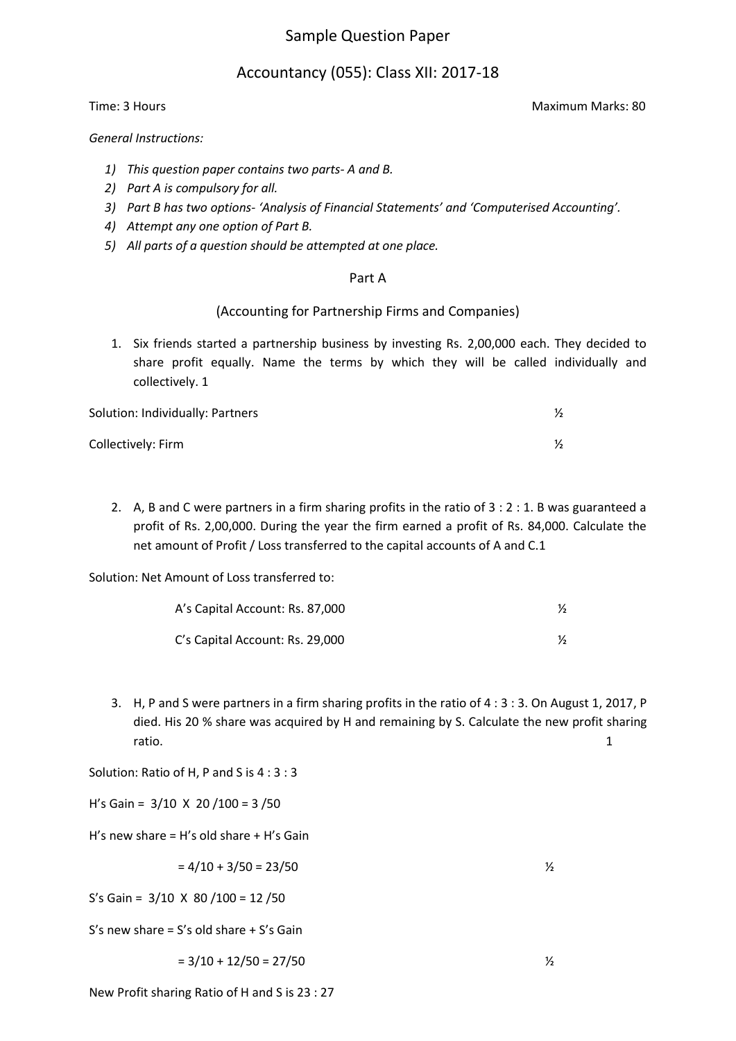# Sample Question Paper

## Accountancy (055): Class XII: 2017-18

Time: 3 Hours  Maximum Marks: 80

*General Instructions:*

1) *This question paper contains two parts- A and B.*
2) *Part A is compulsory for all.*
3) *Part B has two options- 'Analysis of Financial Statements' and 'Computerised Accounting'.*
4) *Attempt any one option of Part B.*
5) *All parts of a question should be attempted at one place.*

### Part A

### (Accounting for Partnership Firms and Companies)

1. Six friends started a partnership business by investing Rs. 2,00,000 each. They decided to share profit equally. Name the terms by which they will be called individually and collectively. 1

Solution: Individually: Partners ½

Collectively: Firm ½

2. A, B and C were partners in a firm sharing profits in the ratio of 3 : 2 : 1. B was guaranteed a profit of Rs. 2,00,000. During the year the firm earned a profit of Rs. 84,000. Calculate the net amount of Profit / Loss transferred to the capital accounts of A and C.1

Solution: Net Amount of Loss transferred to:

A's Capital Account: Rs. 87,000 ½

C's Capital Account: Rs. 29,000 ½

3. H, P and S were partners in a firm sharing profits in the ratio of 4 : 3 : 3. On August 1, 2017, P died. His 20 % share was acquired by H and remaining by S. Calculate the new profit sharing ratio. 1

Solution: Ratio of H, P and S is 4 : 3 : 3

H's Gain = $3/10 \times 20/100 = 3/50$

H's new share = H's old share + H's Gain

$= 4/10 + 3/50 = 23/50$ ½

S's Gain = $3/10 \times 80/100 = 12/50$

S's new share = S's old share + S's Gain

$= 3/10 + 12/50 = 27/50$ ½

New Profit sharing Ratio of H and S is 23 : 27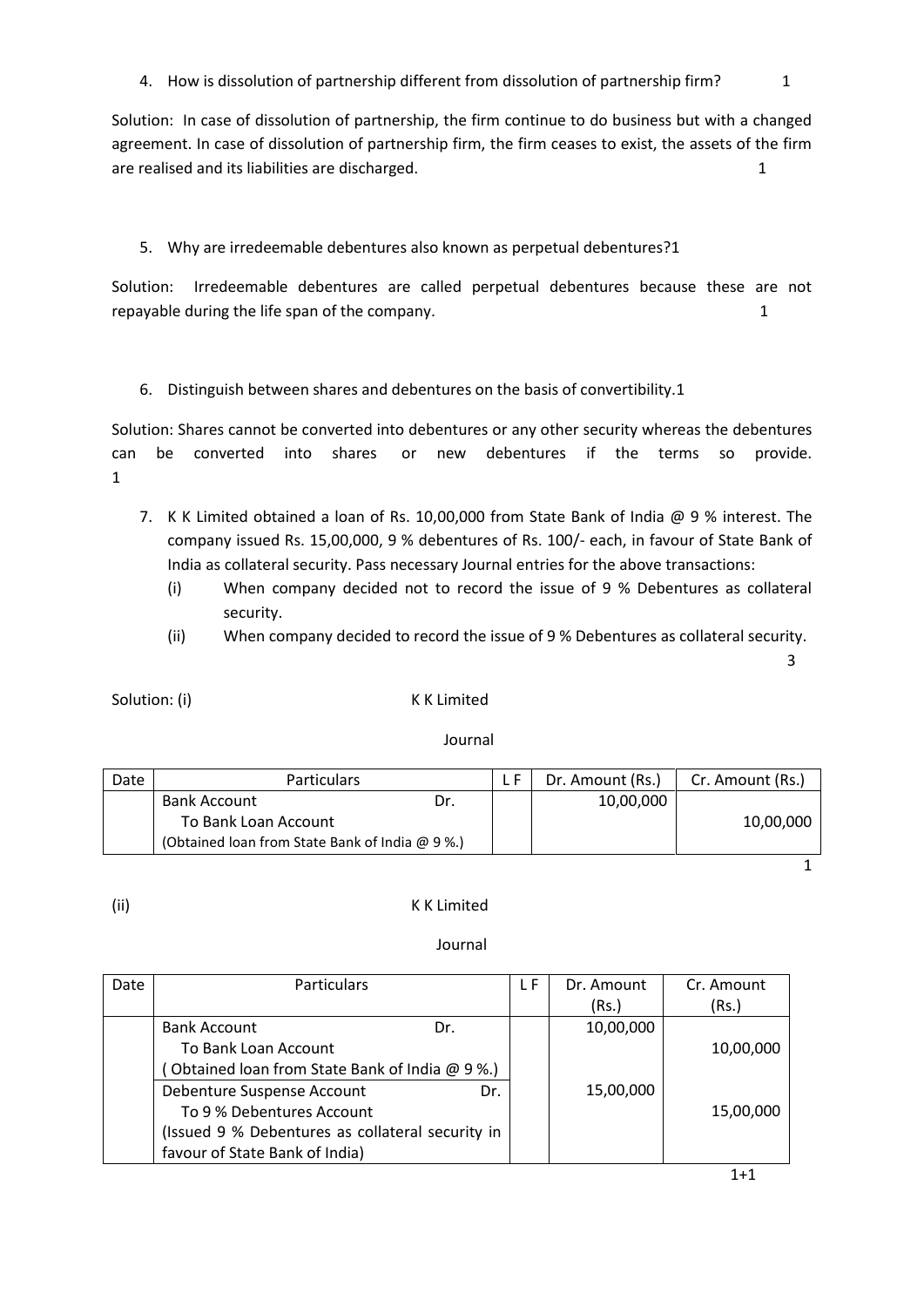4. How is dissolution of partnership different from dissolution of partnership firm? 1

Solution: In case of dissolution of partnership, the firm continue to do business but with a changed agreement. In case of dissolution of partnership firm, the firm ceases to exist, the assets of the firm are realised and its liabilities are discharged. 1

5. Why are irredeemable debentures also known as perpetual debentures?1

Solution: Irredeemable debentures are called perpetual debentures because these are not repayable during the life span of the company. 1

6. Distinguish between shares and debentures on the basis of convertibility.1

Solution: Shares cannot be converted into debentures or any other security whereas the debentures can be converted into shares or new debentures if the terms so provide. 1

7. K K Limited obtained a loan of Rs. 10,00,000 from State Bank of India @ 9 % interest. The company issued Rs. 15,00,000, 9 % debentures of Rs. 100/- each, in favour of State Bank of India as collateral security. Pass necessary Journal entries for the above transactions:
   (i) When company decided not to record the issue of 9 % Debentures as collateral security.
   (ii) When company decided to record the issue of 9 % Debentures as collateral security.
   3

Solution: (i)

K K Limited

Journal

| Date | Particulars | L F | Dr. Amount (Rs.) | Cr. Amount (Rs.) |
|---|---|---|---|---|
| | Bank Account Dr. | | 10,00,000 | |
| | To Bank Loan Account | | | 10,00,000 |
| | (Obtained loan from State Bank of India @ 9 %.) | | | |

1

(ii)

K K Limited

Journal

| Date | Particulars | L F | Dr. Amount (Rs.) | Cr. Amount (Rs.) |
|---|---|---|---|---|
| | Bank Account Dr. | | 10,00,000 | |
| | To Bank Loan Account | | | 10,00,000 |
| | ( Obtained loan from State Bank of India @ 9 %.) | | | |
| | Debenture Suspense Account Dr. | | 15,00,000 | |
| | To 9 % Debentures Account | | | 15,00,000 |
| | (Issued 9 % Debentures as collateral security in favour of State Bank of India) | | | |

1+1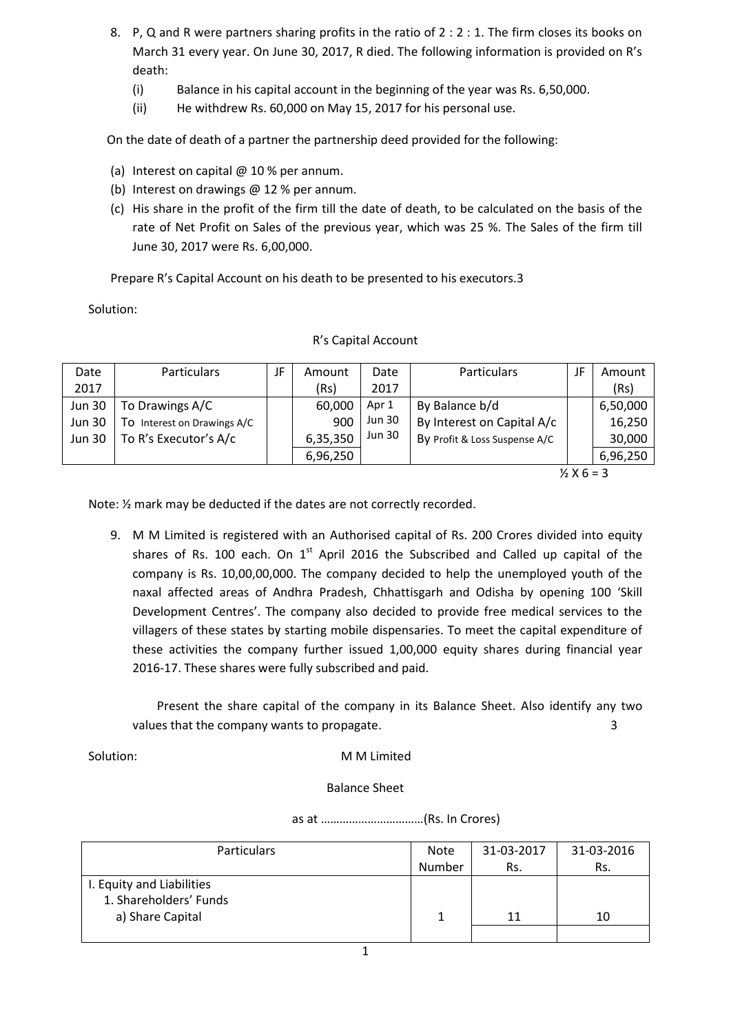8. P, Q and R were partners sharing profits in the ratio of 2 : 2 : 1. The firm closes its books on March 31 every year. On June 30, 2017, R died. The following information is provided on R's death:
   (i) Balance in his capital account in the beginning of the year was Rs. 6,50,000.
   (ii) He withdrew Rs. 60,000 on May 15, 2017 for his personal use.

On the date of death of a partner the partnership deed provided for the following:

(a) Interest on capital @ 10 % per annum.
(b) Interest on drawings @ 12 % per annum.
(c) His share in the profit of the firm till the date of death, to be calculated on the basis of the rate of Net Profit on Sales of the previous year, which was 25 %. The Sales of the firm till June 30, 2017 were Rs. 6,00,000.

Prepare R's Capital Account on his death to be presented to his executors.3

Solution:

R's Capital Account

| Date 2017 | Particulars | JF | Amount (Rs) | Date 2017 | Particulars | JF | Amount (Rs) |
|---|---|---|---|---|---|---|---|
| Jun 30 | To Drawings A/C | | 60,000 | Apr 1 | By Balance b/d | | 6,50,000 |
| Jun 30 | To Interest on Drawings A/C | | 900 | Jun 30 | By Interest on Capital A/c | | 16,250 |
| Jun 30 | To R's Executor's A/c | | 6,35,350 | Jun 30 | By Profit & Loss Suspense A/C | | 30,000 |
| | | | 6,96,250 | | | | 6,96,250 |

½ X 6 = 3

Note: ½ mark may be deducted if the dates are not correctly recorded.

9. M M Limited is registered with an Authorised capital of Rs. 200 Crores divided into equity shares of Rs. 100 each. On 1st April 2016 the Subscribed and Called up capital of the company is Rs. 10,00,00,000. The company decided to help the unemployed youth of the naxal affected areas of Andhra Pradesh, Chhattisgarh and Odisha by opening 100 'Skill Development Centres'. The company also decided to provide free medical services to the villagers of these states by starting mobile dispensaries. To meet the capital expenditure of these activities the company further issued 1,00,000 equity shares during financial year 2016-17. These shares were fully subscribed and paid.

   Present the share capital of the company in its Balance Sheet. Also identify any two values that the company wants to propagate. 3

Solution: M M Limited

Balance Sheet

as at ……………………………(Rs. In Crores)

| Particulars | Note Number | 31-03-2017 Rs. | 31-03-2016 Rs. |
|---|---|---|---|
| I. Equity and Liabilities | | | |
| 1. Shareholders' Funds | | | |
| a) Share Capital | 1 | 11 | 10 |
| | | | |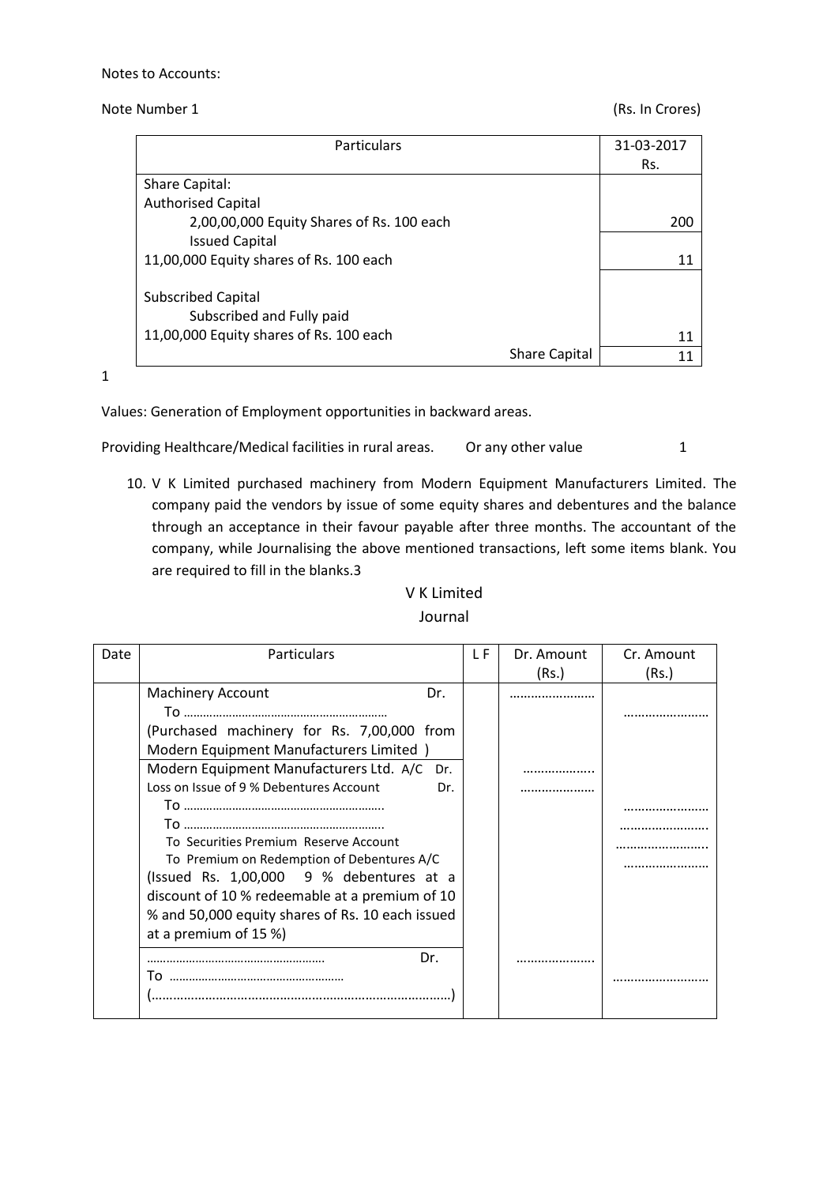Notes to Accounts:

Note Number 1 (Rs. In Crores)

| Particulars | 31-03-2017 Rs. |
|---|---|
| Share Capital: | |
| Authorised Capital | |
| 2,00,00,000 Equity Shares of Rs. 100 each | 200 |
| Issued Capital | |
| 11,00,000 Equity shares of Rs. 100 each | 11 |
| | |
| Subscribed Capital | |
| Subscribed and Fully paid | |
| 11,00,000 Equity shares of Rs. 100 each | 11 |
| Share Capital | 11 |

1

Values: Generation of Employment opportunities in backward areas.

Providing Healthcare/Medical facilities in rural areas. Or any other value 1

10. V K Limited purchased machinery from Modern Equipment Manufacturers Limited. The company paid the vendors by issue of some equity shares and debentures and the balance through an acceptance in their favour payable after three months. The accountant of the company, while Journalising the above mentioned transactions, left some items blank. You are required to fill in the blanks.3

V K Limited

Journal

| Date | Particulars | L F | Dr. Amount (Rs.) | Cr. Amount (Rs.) |
|---|---|---|---|---|
| | Machinery Account Dr. | | …………………… | |
| | To ……………………………………………… | | | …………………… |
| | (Purchased machinery for Rs. 7,00,000 from Modern Equipment Manufacturers Limited ) | | | |
| | Modern Equipment Manufacturers Ltd. A/C Dr. | | ……………….. | |
| | Loss on Issue of 9 % Debentures Account Dr. | | ……………….. | |
| | To ……………………………………………….. | | | …………………… |
| | To ……………………………………………….. | | | …………………… |
| | To Securities Premium Reserve Account | | | …………………… |
| | To Premium on Redemption of Debentures A/C | | | …………………… |
| | (Issued Rs. 1,00,000 9 % debentures at a discount of 10 % redeemable at a premium of 10 % and 50,000 equity shares of Rs. 10 each issued at a premium of 15 %) | | | |
| | ……………………………………………… Dr. | | ………………… | |
| | To ……………………………………………… | | | …………………… |
| | (………………………………………………………………………) | | | |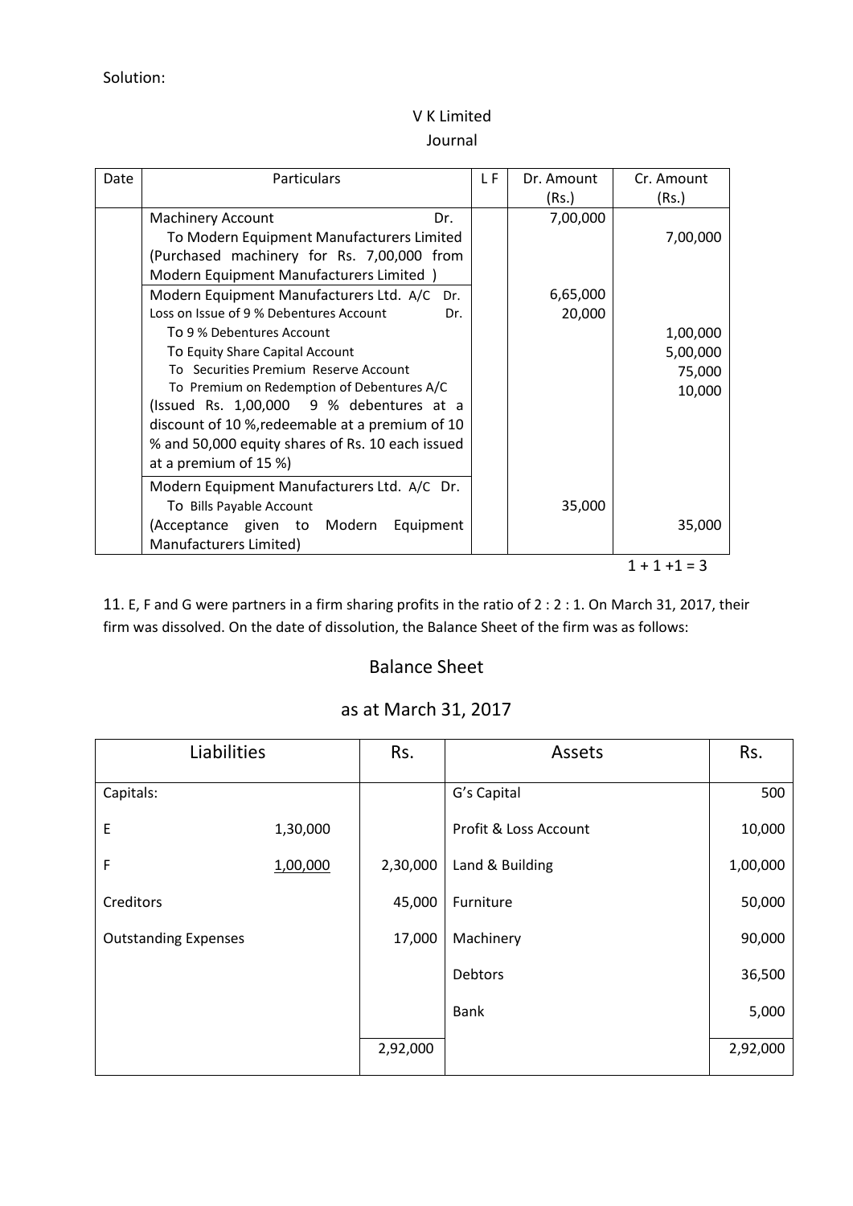Solution:

V K Limited

Journal

| Date | Particulars | L F | Dr. Amount (Rs.) | Cr. Amount (Rs.) |
|---|---|---|---|---|
| | Machinery Account Dr. | | 7,00,000 | |
| | To Modern Equipment Manufacturers Limited | | | 7,00,000 |
| | (Purchased machinery for Rs. 7,00,000 from Modern Equipment Manufacturers Limited ) | | | |
| | Modern Equipment Manufacturers Ltd. A/C Dr. | | 6,65,000 | |
| | Loss on Issue of 9 % Debentures Account Dr. | | 20,000 | |
| | To 9 % Debentures Account | | | 1,00,000 |
| | To Equity Share Capital Account | | | 5,00,000 |
| | To Securities Premium Reserve Account | | | 75,000 |
| | To Premium on Redemption of Debentures A/C | | | 10,000 |
| | (Issued Rs. 1,00,000 9 % debentures at a discount of 10 %,redeemable at a premium of 10 % and 50,000 equity shares of Rs. 10 each issued at a premium of 15 %) | | | |
| | Modern Equipment Manufacturers Ltd. A/C Dr. | | 35,000 | |
| | To Bills Payable Account | | | 35,000 |
| | (Acceptance given to Modern Equipment Manufacturers Limited) | | | |

1 + 1 +1 = 3

11. E, F and G were partners in a firm sharing profits in the ratio of 2 : 2 : 1. On March 31, 2017, their firm was dissolved. On the date of dissolution, the Balance Sheet of the firm was as follows:

## Balance Sheet

## as at March 31, 2017

| Liabilities | | Rs. | Assets | Rs. |
|---|---|---|---|---|
| Capitals: | | | G's Capital | 500 |
| E | 1,30,000 | | Profit & Loss Account | 10,000 |
| F | 1,00,000 | 2,30,000 | Land & Building | 1,00,000 |
| Creditors | | 45,000 | Furniture | 50,000 |
| Outstanding Expenses | | 17,000 | Machinery | 90,000 |
| | | | Debtors | 36,500 |
| | | | Bank | 5,000 |
| | | 2,92,000 | | 2,92,000 |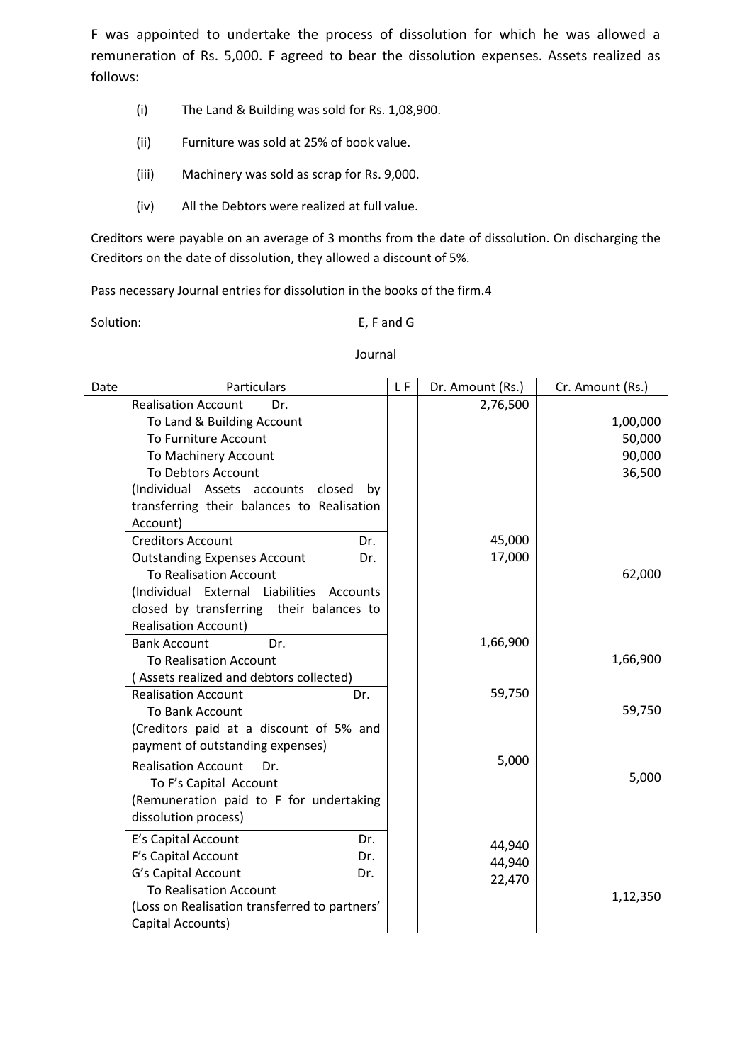F was appointed to undertake the process of dissolution for which he was allowed a remuneration of Rs. 5,000. F agreed to bear the dissolution expenses. Assets realized as follows:

(i) The Land & Building was sold for Rs. 1,08,900.

(ii) Furniture was sold at 25% of book value.

(iii) Machinery was sold as scrap for Rs. 9,000.

(iv) All the Debtors were realized at full value.

Creditors were payable on an average of 3 months from the date of dissolution. On discharging the Creditors on the date of dissolution, they allowed a discount of 5%.

Pass necessary Journal entries for dissolution in the books of the firm.4

Solution: E, F and G

Journal

| Date | Particulars | L F | Dr. Amount (Rs.) | Cr. Amount (Rs.) |
|---|---|---|---|---|
| | Realisation Account Dr. | | 2,76,500 | |
| | To Land & Building Account | | | 1,00,000 |
| | To Furniture Account | | | 50,000 |
| | To Machinery Account | | | 90,000 |
| | To Debtors Account | | | 36,500 |
| | (Individual Assets accounts closed by transferring their balances to Realisation Account) | | | |
| | Creditors Account Dr. | | 45,000 | |
| | Outstanding Expenses Account Dr. | | 17,000 | |
| | To Realisation Account | | | 62,000 |
| | (Individual External Liabilities Accounts closed by transferring their balances to Realisation Account) | | | |
| | Bank Account Dr. | | 1,66,900 | |
| | To Realisation Account | | | 1,66,900 |
| | ( Assets realized and debtors collected) | | | |
| | Realisation Account Dr. | | 59,750 | |
| | To Bank Account | | | 59,750 |
| | (Creditors paid at a discount of 5% and payment of outstanding expenses) | | | |
| | Realisation Account Dr. | | 5,000 | |
| | To F's Capital Account | | | 5,000 |
| | (Remuneration paid to F for undertaking dissolution process) | | | |
| | E's Capital Account Dr. | | 44,940 | |
| | F's Capital Account Dr. | | 44,940 | |
| | G's Capital Account Dr. | | 22,470 | |
| | To Realisation Account | | | 1,12,350 |
| | (Loss on Realisation transferred to partners' Capital Accounts) | | | |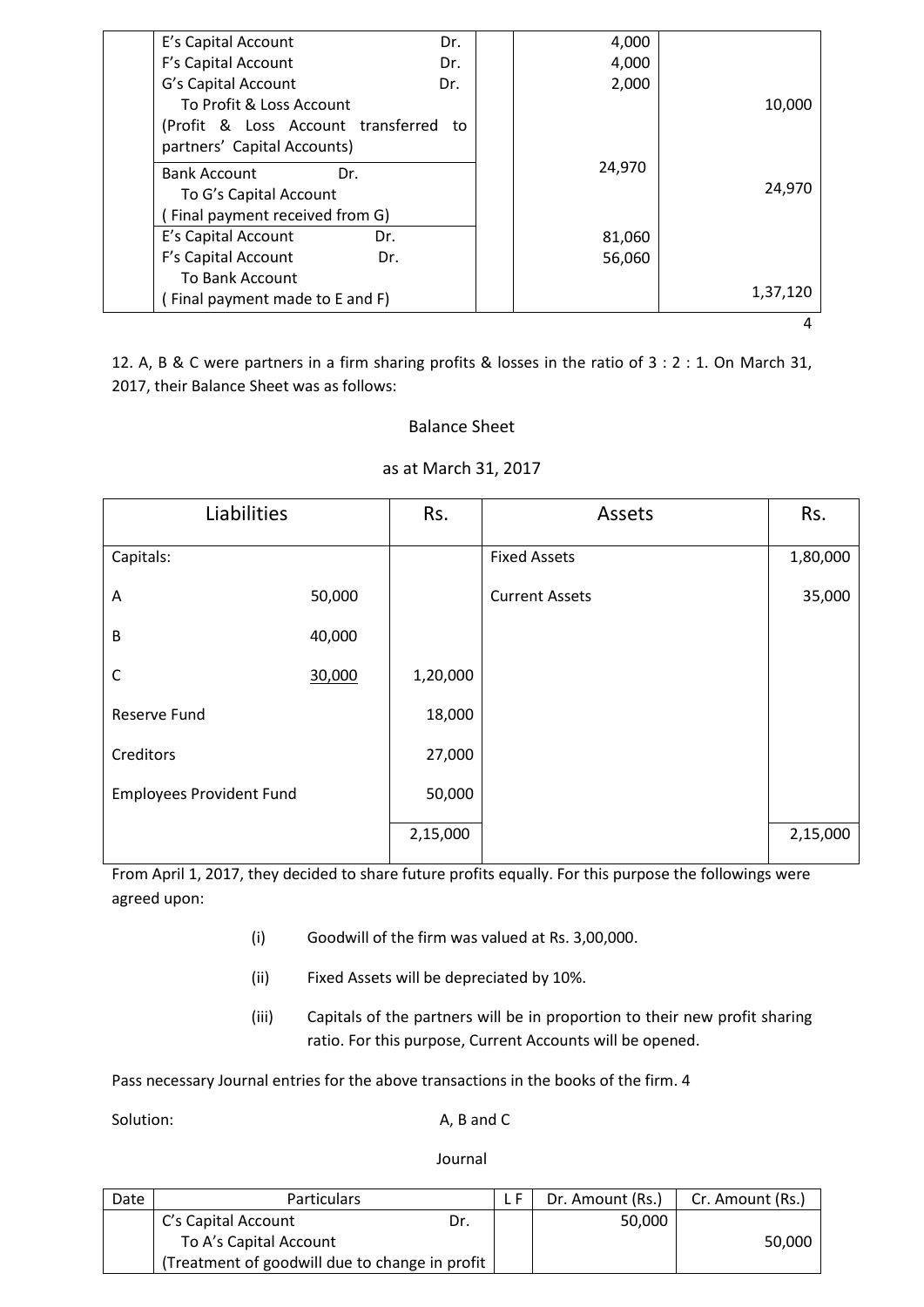| | | | | |
|---|---|---|---|---|
| | E's Capital Account Dr.<br>F's Capital Account Dr.<br>G's Capital Account Dr.<br>To Profit & Loss Account<br>(Profit & Loss Account transferred to partners' Capital Accounts) | | 4,000<br>4,000<br>2,000 | <br><br><br>10,000 |
| | Bank Account Dr.<br>To G's Capital Account<br>( Final payment received from G) | | 24,970 | <br>24,970 |
| | E's Capital Account Dr.<br>F's Capital Account Dr.<br>To Bank Account<br>( Final payment made to E and F) | | 81,060<br>56,060 | <br><br><br>1,37,120 |

4

12. A, B & C were partners in a firm sharing profits & losses in the ratio of 3 : 2 : 1. On March 31, 2017, their Balance Sheet was as follows:

Balance Sheet

as at March 31, 2017

| Liabilities | | Rs. | Assets | Rs. |
|---|---|---|---|---|
| Capitals: | | | Fixed Assets | 1,80,000 |
| A | 50,000 | | Current Assets | 35,000 |
| B | 40,000 | | | |
| C | 30,000 | 1,20,000 | | |
| Reserve Fund | | 18,000 | | |
| Creditors | | 27,000 | | |
| Employees Provident Fund | | 50,000 | | |
| | | 2,15,000 | | 2,15,000 |

From April 1, 2017, they decided to share future profits equally. For this purpose the followings were agreed upon:

(i) Goodwill of the firm was valued at Rs. 3,00,000.

(ii) Fixed Assets will be depreciated by 10%.

(iii) Capitals of the partners will be in proportion to their new profit sharing ratio. For this purpose, Current Accounts will be opened.

Pass necessary Journal entries for the above transactions in the books of the firm. 4

Solution: A, B and C

Journal

| Date | Particulars | L F | Dr. Amount (Rs.) | Cr. Amount (Rs.) |
|---|---|---|---|---|
| | C's Capital Account Dr.<br>To A's Capital Account<br>(Treatment of goodwill due to change in profit | | 50,000 | <br>50,000 |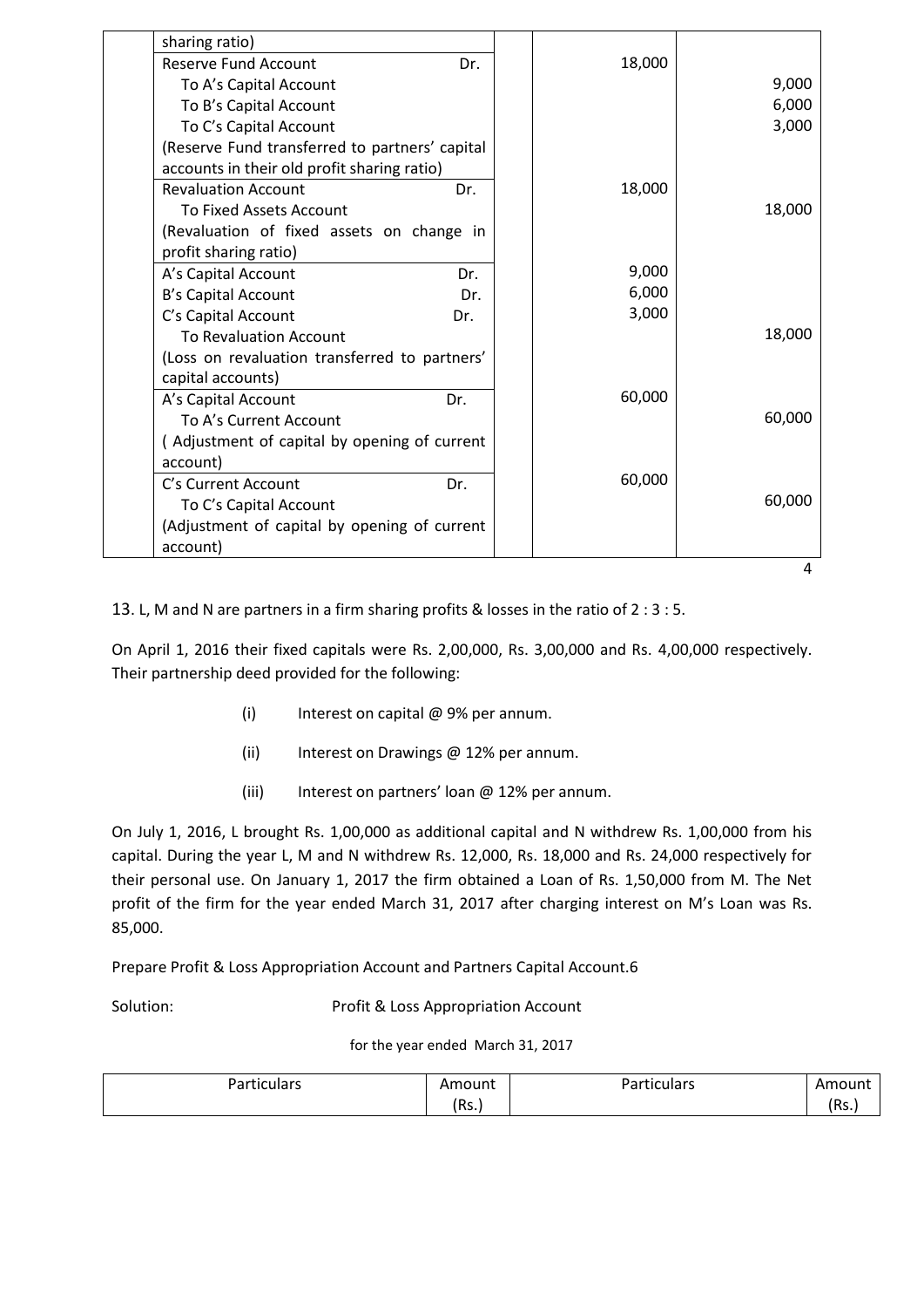| | Particulars | | Dr. Amount | Cr. Amount |
|---|---|---|---|---|
| | sharing ratio) | | | |
| | Reserve Fund Account Dr. | | 18,000 | |
| | To A's Capital Account | | | 9,000 |
| | To B's Capital Account | | | 6,000 |
| | To C's Capital Account | | | 3,000 |
| | (Reserve Fund transferred to partners' capital accounts in their old profit sharing ratio) | | | |
| | Revaluation Account Dr. | | 18,000 | |
| | To Fixed Assets Account | | | 18,000 |
| | (Revaluation of fixed assets on change in profit sharing ratio) | | | |
| | A's Capital Account Dr. | | 9,000 | |
| | B's Capital Account Dr. | | 6,000 | |
| | C's Capital Account Dr. | | 3,000 | |
| | To Revaluation Account | | | 18,000 |
| | (Loss on revaluation transferred to partners' capital accounts) | | | |
| | A's Capital Account Dr. | | 60,000 | |
| | To A's Current Account | | | 60,000 |
| | ( Adjustment of capital by opening of current account) | | | |
| | C's Current Account Dr. | | 60,000 | |
| | To C's Capital Account | | | 60,000 |
| | (Adjustment of capital by opening of current account) | | | |

4

13. L, M and N are partners in a firm sharing profits & losses in the ratio of 2 : 3 : 5.

On April 1, 2016 their fixed capitals were Rs. 2,00,000, Rs. 3,00,000 and Rs. 4,00,000 respectively. Their partnership deed provided for the following:

(i) Interest on capital @ 9% per annum.

(ii) Interest on Drawings @ 12% per annum.

(iii) Interest on partners' loan @ 12% per annum.

On July 1, 2016, L brought Rs. 1,00,000 as additional capital and N withdrew Rs. 1,00,000 from his capital. During the year L, M and N withdrew Rs. 12,000, Rs. 18,000 and Rs. 24,000 respectively for their personal use. On January 1, 2017 the firm obtained a Loan of Rs. 1,50,000 from M. The Net profit of the firm for the year ended March 31, 2017 after charging interest on M's Loan was Rs. 85,000.

Prepare Profit & Loss Appropriation Account and Partners Capital Account.6

Solution: Profit & Loss Appropriation Account

for the year ended March 31, 2017

| Particulars | Amount (Rs.) | Particulars | Amount (Rs.) |
|---|---|---|---|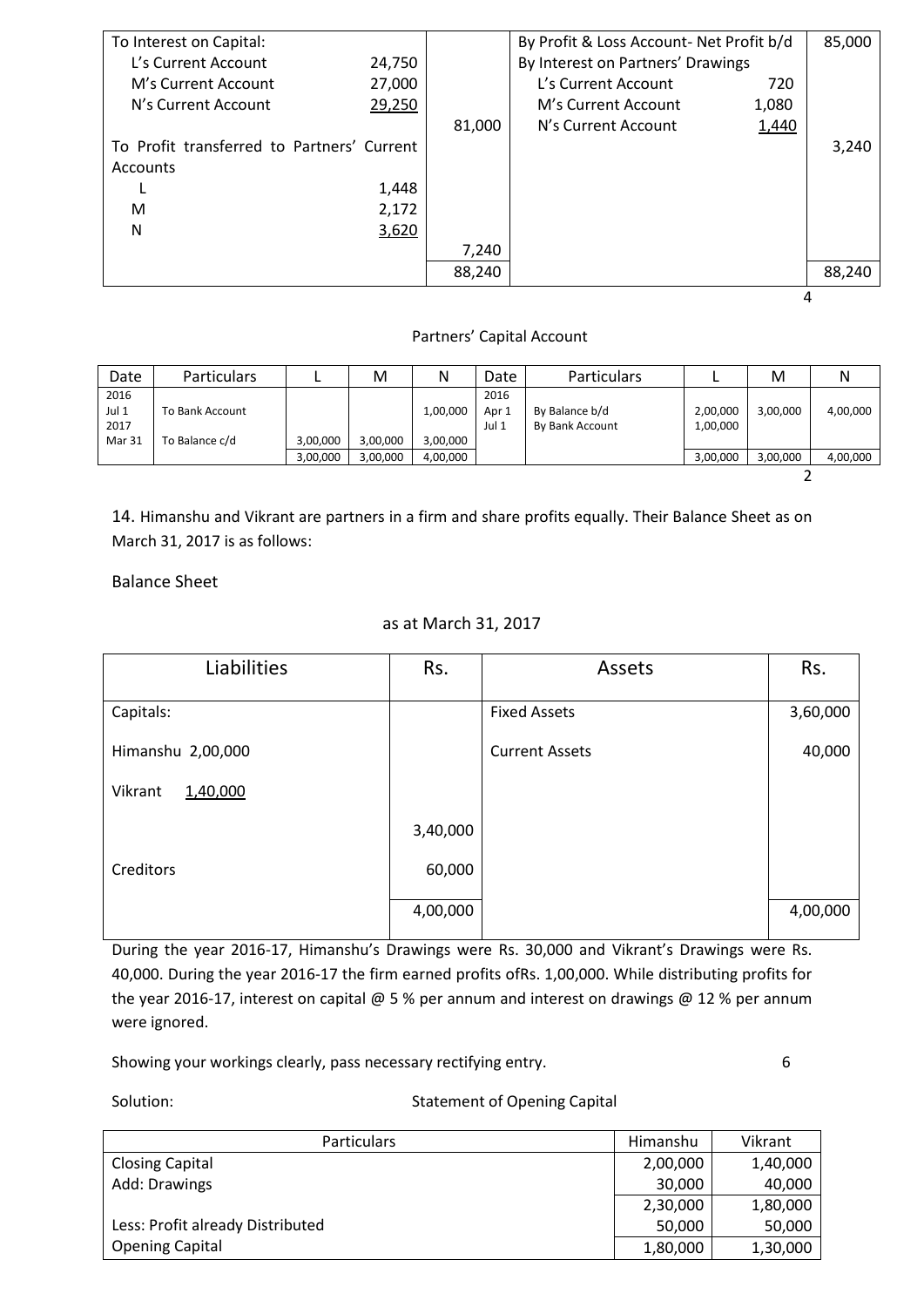| | | | | | |
|---|---|---|---|---|---|
| To Interest on Capital: | | | By Profit & Loss Account- Net Profit b/d | | 85,000 |
| L's Current Account | 24,750 | | By Interest on Partners' Drawings | | |
| M's Current Account | 27,000 | | L's Current Account | 720 | |
| N's Current Account | 29,250 | | M's Current Account | 1,080 | |
| | | 81,000 | N's Current Account | 1,440 | |
| To Profit transferred to Partners' Current Accounts | | | | | 3,240 |
| L | 1,448 | | | | |
| M | 2,172 | | | | |
| N | 3,620 | | | | |
| | | 7,240 | | | |
| | | 88,240 | | | 88,240 |

4

Partners' Capital Account

| Date | Particulars | L | M | N | Date | Particulars | L | M | N |
|---|---|---|---|---|---|---|---|---|---|
| 2016 Jul 1 | To Bank Account | | | 1,00,000 | 2016 Apr 1 | By Balance b/d | 2,00,000 | 3,00,000 | 4,00,000 |
| 2017 Mar 31 | To Balance c/d | 3,00,000 | 3,00,000 | 3,00,000 | Jul 1 | By Bank Account | 1,00,000 | | |
| | | 3,00,000 | 3,00,000 | 4,00,000 | | | 3,00,000 | 3,00,000 | 4,00,000 |

2

14. Himanshu and Vikrant are partners in a firm and share profits equally. Their Balance Sheet as on March 31, 2017 is as follows:

Balance Sheet

as at March 31, 2017

| Liabilities | Rs. | Assets | Rs. |
|---|---|---|---|
| Capitals: | | Fixed Assets | 3,60,000 |
| Himanshu 2,00,000 | | Current Assets | 40,000 |
| Vikrant 1,40,000 | | | |
| | 3,40,000 | | |
| Creditors | 60,000 | | |
| | 4,00,000 | | 4,00,000 |

During the year 2016-17, Himanshu's Drawings were Rs. 30,000 and Vikrant's Drawings were Rs. 40,000. During the year 2016-17 the firm earned profits ofRs. 1,00,000. While distributing profits for the year 2016-17, interest on capital @ 5 % per annum and interest on drawings @ 12 % per annum were ignored.

Showing your workings clearly, pass necessary rectifying entry. 6

Solution: Statement of Opening Capital

| Particulars | Himanshu | Vikrant |
|---|---|---|
| Closing Capital | 2,00,000 | 1,40,000 |
| Add: Drawings | 30,000 | 40,000 |
| | 2,30,000 | 1,80,000 |
| Less: Profit already Distributed | 50,000 | 50,000 |
| Opening Capital | 1,80,000 | 1,30,000 |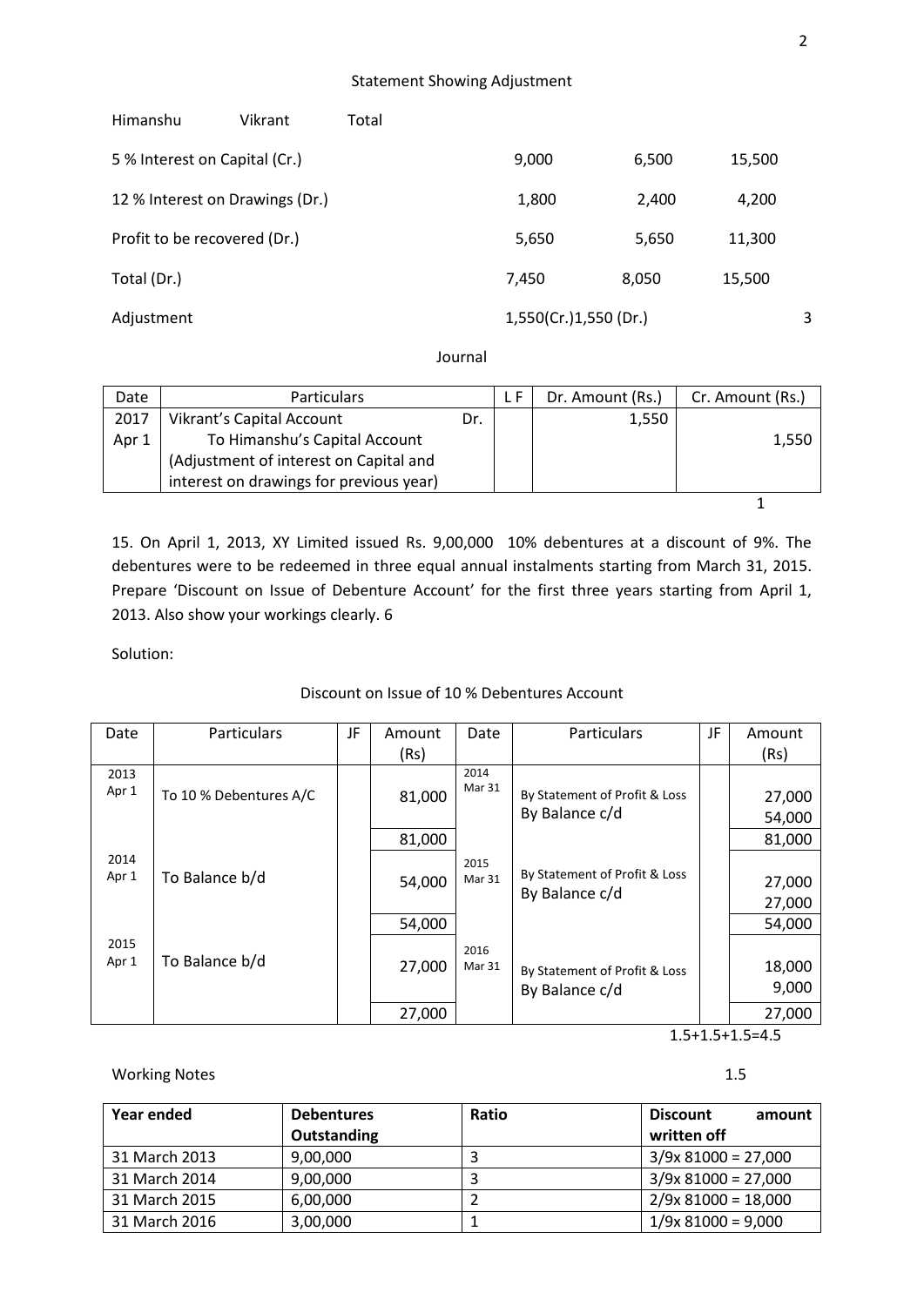Statement Showing Adjustment

| | Himanshu | Vikrant | Total |
|---|---|---|---|
| 5 % Interest on Capital (Cr.) | 9,000 | 6,500 | 15,500 |
| 12 % Interest on Drawings (Dr.) | 1,800 | 2,400 | 4,200 |
| Profit to be recovered (Dr.) | 5,650 | 5,650 | 11,300 |
| Total (Dr.) | 7,450 | 8,050 | 15,500 |
| Adjustment | 1,550(Cr.) | 1,550 (Dr.) | |

3

Journal

| Date | Particulars | L F | Dr. Amount (Rs.) | Cr. Amount (Rs.) |
|---|---|---|---|---|
| 2017 Apr 1 | Vikrant's Capital Account Dr.<br>To Himanshu's Capital Account<br>(Adjustment of interest on Capital and interest on drawings for previous year) | | 1,550 | 1,550 |

1

15. On April 1, 2013, XY Limited issued Rs. 9,00,000 10% debentures at a discount of 9%. The debentures were to be redeemed in three equal annual instalments starting from March 31, 2015. Prepare 'Discount on Issue of Debenture Account' for the first three years starting from April 1, 2013. Also show your workings clearly. 6

Solution:

Discount on Issue of 10 % Debentures Account

| Date | Particulars | JF | Amount (Rs) | Date | Particulars | JF | Amount (Rs) |
|---|---|---|---|---|---|---|---|
| 2013 Apr 1 | To 10 % Debentures A/C | | 81,000 | 2014 Mar 31 | By Statement of Profit & Loss<br>By Balance c/d | | 27,000<br>54,000 |
| | | | 81,000 | | | | 81,000 |
| 2014 Apr 1 | To Balance b/d | | 54,000 | 2015 Mar 31 | By Statement of Profit & Loss<br>By Balance c/d | | 27,000<br>27,000 |
| | | | 54,000 | | | | 54,000 |
| 2015 Apr 1 | To Balance b/d | | 27,000 | 2016 Mar 31 | By Statement of Profit & Loss<br>By Balance c/d | | 18,000<br>9,000 |
| | | | 27,000 | | | | 27,000 |

1.5+1.5+1.5=4.5

Working Notes 1.5

| Year ended | Debentures Outstanding | Ratio | Discount amount written off |
|---|---|---|---|
| 31 March 2013 | 9,00,000 | 3 | 3/9x 81000 = 27,000 |
| 31 March 2014 | 9,00,000 | 3 | 3/9x 81000 = 27,000 |
| 31 March 2015 | 6,00,000 | 2 | 2/9x 81000 = 18,000 |
| 31 March 2016 | 3,00,000 | 1 | 1/9x 81000 = 9,000 |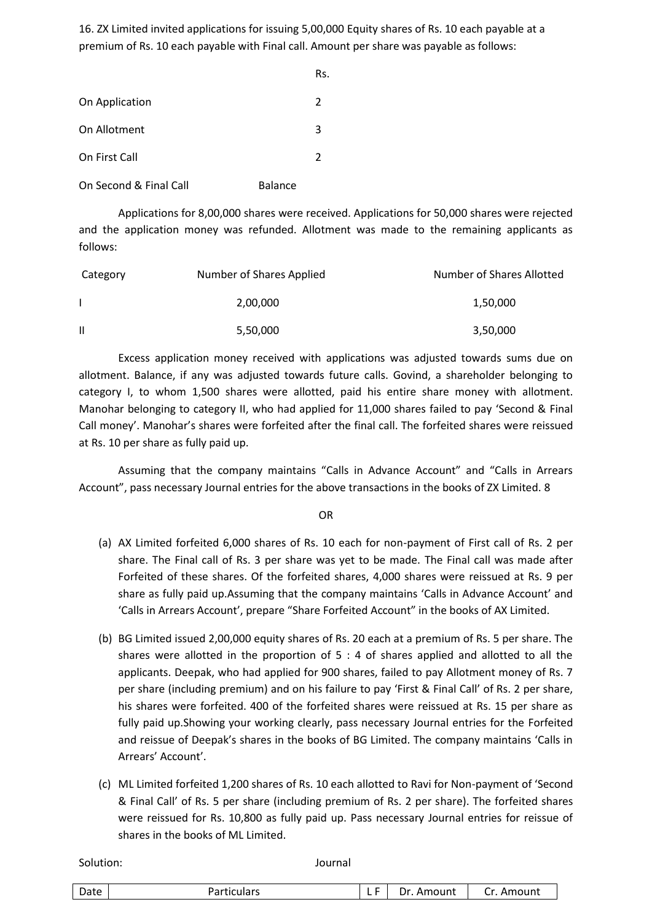16. ZX Limited invited applications for issuing 5,00,000 Equity shares of Rs. 10 each payable at a premium of Rs. 10 each payable with Final call. Amount per share was payable as follows:

| | Rs. |
|---|---|
| On Application | 2 |
| On Allotment | 3 |
| On First Call | 2 |
| On Second & Final Call | Balance |

Applications for 8,00,000 shares were received. Applications for 50,000 shares were rejected and the application money was refunded. Allotment was made to the remaining applicants as follows:

| Category | Number of Shares Applied | Number of Shares Allotted |
|---|---|---|
| I | 2,00,000 | 1,50,000 |
| II | 5,50,000 | 3,50,000 |

Excess application money received with applications was adjusted towards sums due on allotment. Balance, if any was adjusted towards future calls. Govind, a shareholder belonging to category I, to whom 1,500 shares were allotted, paid his entire share money with allotment. Manohar belonging to category II, who had applied for 11,000 shares failed to pay 'Second & Final Call money'. Manohar's shares were forfeited after the final call. The forfeited shares were reissued at Rs. 10 per share as fully paid up.

Assuming that the company maintains "Calls in Advance Account" and "Calls in Arrears Account", pass necessary Journal entries for the above transactions in the books of ZX Limited. 8

OR

(a) AX Limited forfeited 6,000 shares of Rs. 10 each for non-payment of First call of Rs. 2 per share. The Final call of Rs. 3 per share was yet to be made. The Final call was made after Forfeited of these shares. Of the forfeited shares, 4,000 shares were reissued at Rs. 9 per share as fully paid up.Assuming that the company maintains 'Calls in Advance Account' and 'Calls in Arrears Account', prepare "Share Forfeited Account" in the books of AX Limited.

(b) BG Limited issued 2,00,000 equity shares of Rs. 20 each at a premium of Rs. 5 per share. The shares were allotted in the proportion of 5 : 4 of shares applied and allotted to all the applicants. Deepak, who had applied for 900 shares, failed to pay Allotment money of Rs. 7 per share (including premium) and on his failure to pay 'First & Final Call' of Rs. 2 per share, his shares were forfeited. 400 of the forfeited shares were reissued at Rs. 15 per share as fully paid up.Showing your working clearly, pass necessary Journal entries for the Forfeited and reissue of Deepak's shares in the books of BG Limited. The company maintains 'Calls in Arrears' Account'.

(c) ML Limited forfeited 1,200 shares of Rs. 10 each allotted to Ravi for Non-payment of 'Second & Final Call' of Rs. 5 per share (including premium of Rs. 2 per share). The forfeited shares were reissued for Rs. 10,800 as fully paid up. Pass necessary Journal entries for reissue of shares in the books of ML Limited.

Solution: Journal

| Date | Particulars | L F | Dr. Amount | Cr. Amount |
|---|---|---|---|---|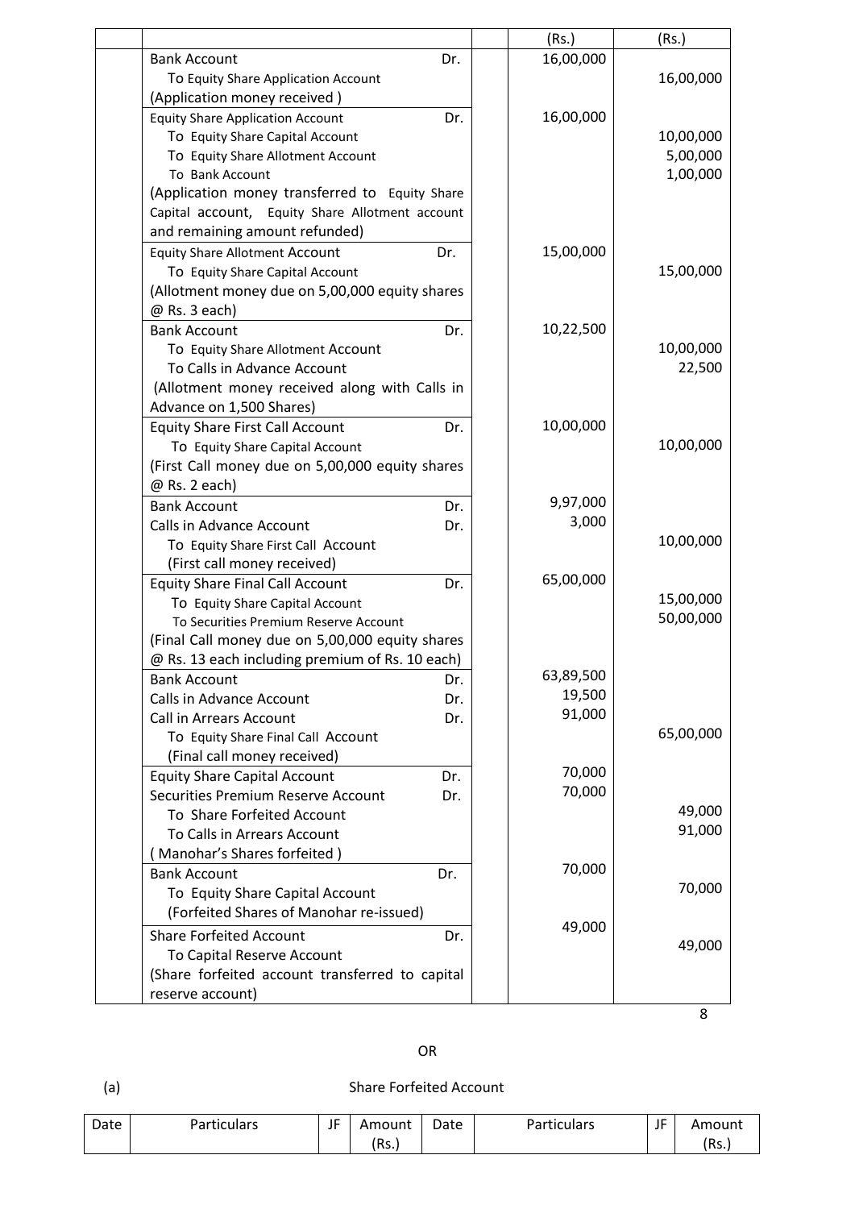| | | | (Rs.) | (Rs.) |
|---|---|---|---|---|
| | Bank Account Dr.<br>To Equity Share Application Account<br>(Application money received ) | | 16,00,000 | 16,00,000 |
| | Equity Share Application Account Dr.<br>To Equity Share Capital Account<br>To Equity Share Allotment Account<br>To Bank Account<br>(Application money transferred to Equity Share Capital account, Equity Share Allotment account and remaining amount refunded) | | 16,00,000 | 10,00,000<br>5,00,000<br>1,00,000 |
| | Equity Share Allotment Account Dr.<br>To Equity Share Capital Account<br>(Allotment money due on 5,00,000 equity shares @ Rs. 3 each) | | 15,00,000 | 15,00,000 |
| | Bank Account Dr.<br>To Equity Share Allotment Account<br>To Calls in Advance Account<br>(Allotment money received along with Calls in Advance on 1,500 Shares) | | 10,22,500 | 10,00,000<br>22,500 |
| | Equity Share First Call Account Dr.<br>To Equity Share Capital Account<br>(First Call money due on 5,00,000 equity shares @ Rs. 2 each) | | 10,00,000 | 10,00,000 |
| | Bank Account Dr.<br>Calls in Advance Account Dr.<br>To Equity Share First Call Account<br>(First call money received) | | 9,97,000<br>3,000 | 10,00,000 |
| | Equity Share Final Call Account Dr.<br>To Equity Share Capital Account<br>To Securities Premium Reserve Account<br>(Final Call money due on 5,00,000 equity shares @ Rs. 13 each including premium of Rs. 10 each) | | 65,00,000 | 15,00,000<br>50,00,000 |
| | Bank Account Dr.<br>Calls in Advance Account Dr.<br>Call in Arrears Account Dr.<br>To Equity Share Final Call Account<br>(Final call money received) | | 63,89,500<br>19,500<br>91,000 | 65,00,000 |
| | Equity Share Capital Account Dr.<br>Securities Premium Reserve Account Dr.<br>To Share Forfeited Account<br>To Calls in Arrears Account<br>( Manohar's Shares forfeited ) | | 70,000<br>70,000 | 49,000<br>91,000 |
| | Bank Account Dr.<br>To Equity Share Capital Account<br>(Forfeited Shares of Manohar re-issued) | | 70,000 | 70,000 |
| | Share Forfeited Account Dr.<br>To Capital Reserve Account<br>(Share forfeited account transferred to capital reserve account) | | 49,000 | 49,000 |

8

OR

(a) Share Forfeited Account

| Date | Particulars | JF | Amount (Rs.) | Date | Particulars | JF | Amount (Rs.) |
|---|---|---|---|---|---|---|---|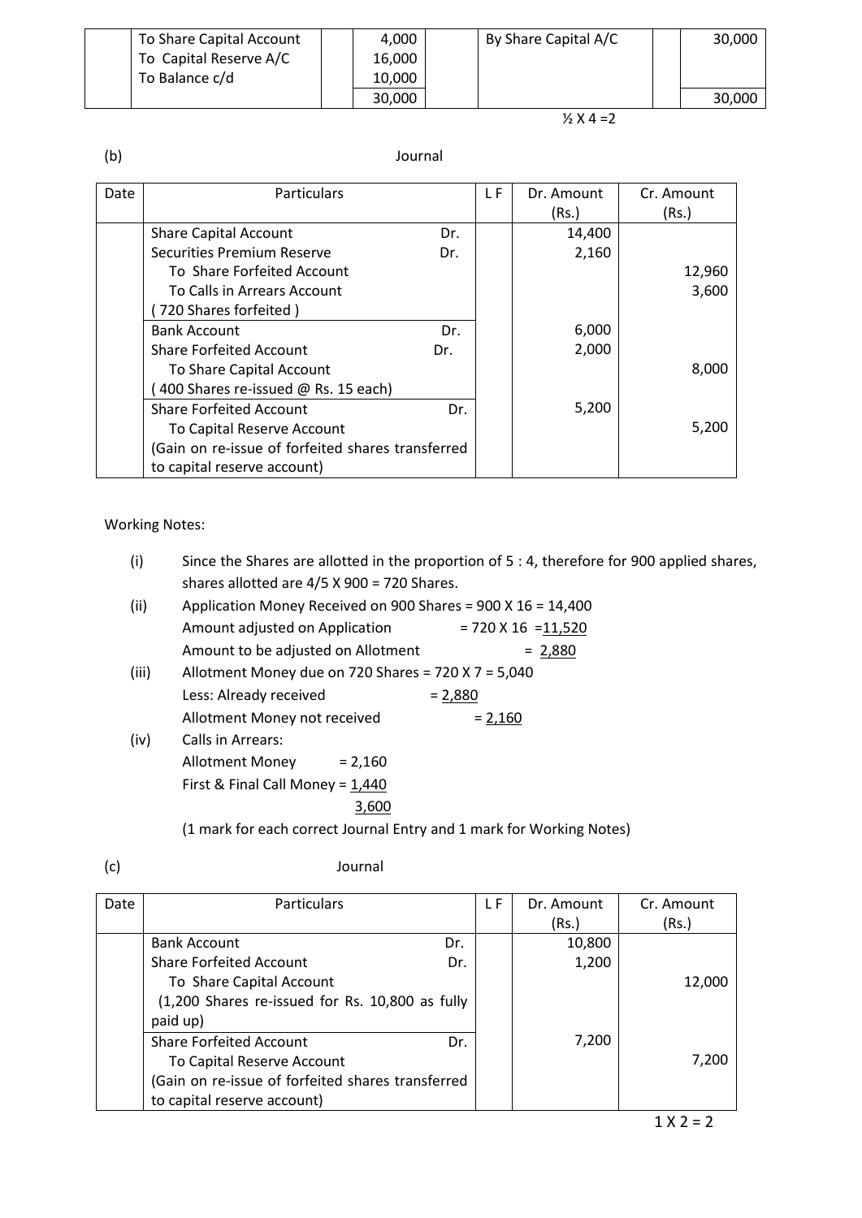| | | | | | | |
|---|---|---|---|---|---|---|
| | To Share Capital Account | | 4,000 | By Share Capital A/C | | 30,000 |
| | To Capital Reserve A/C | | 16,000 | | | |
| | To Balance c/d | | 10,000 | | | |
| | | | 30,000 | | | 30,000 |

½ X 4 =2

(b) Journal

| Date | Particulars | | L F | Dr. Amount (Rs.) | Cr. Amount (Rs.) |
|---|---|---|---|---|---|
| | Share Capital Account | Dr. | | 14,400 | |
| | Securities Premium Reserve | Dr. | | 2,160 | |
| | To Share Forfeited Account | | | | 12,960 |
| | To Calls in Arrears Account | | | | 3,600 |
| | ( 720 Shares forfeited ) | | | | |
| | Bank Account | Dr. | | 6,000 | |
| | Share Forfeited Account | Dr. | | 2,000 | |
| | To Share Capital Account | | | | 8,000 |
| | ( 400 Shares re-issued @ Rs. 15 each) | | | | |
| | Share Forfeited Account | Dr. | | 5,200 | |
| | To Capital Reserve Account | | | | 5,200 |
| | (Gain on re-issue of forfeited shares transferred to capital reserve account) | | | | |

Working Notes:

(i) Since the Shares are allotted in the proportion of 5 : 4, therefore for 900 applied shares, shares allotted are 4/5 X 900 = 720 Shares.

(ii) Application Money Received on 900 Shares = 900 X 16 = 14,400
Amount adjusted on Application = 720 X 16 = 11,520
Amount to be adjusted on Allotment = 2,880

(iii) Allotment Money due on 720 Shares = 720 X 7 = 5,040
Less: Already received = 2,880
Allotment Money not received = 2,160

(iv) Calls in Arrears:
Allotment Money = 2,160
First & Final Call Money = 1,440
3,600

(1 mark for each correct Journal Entry and 1 mark for Working Notes)

(c) Journal

| Date | Particulars | | L F | Dr. Amount (Rs.) | Cr. Amount (Rs.) |
|---|---|---|---|---|---|
| | Bank Account | Dr. | | 10,800 | |
| | Share Forfeited Account | Dr. | | 1,200 | |
| | To Share Capital Account | | | | 12,000 |
| | (1,200 Shares re-issued for Rs. 10,800 as fully paid up) | | | | |
| | Share Forfeited Account | Dr. | | 7,200 | |
| | To Capital Reserve Account | | | | 7,200 |
| | (Gain on re-issue of forfeited shares transferred to capital reserve account) | | | | |

1 X 2 = 2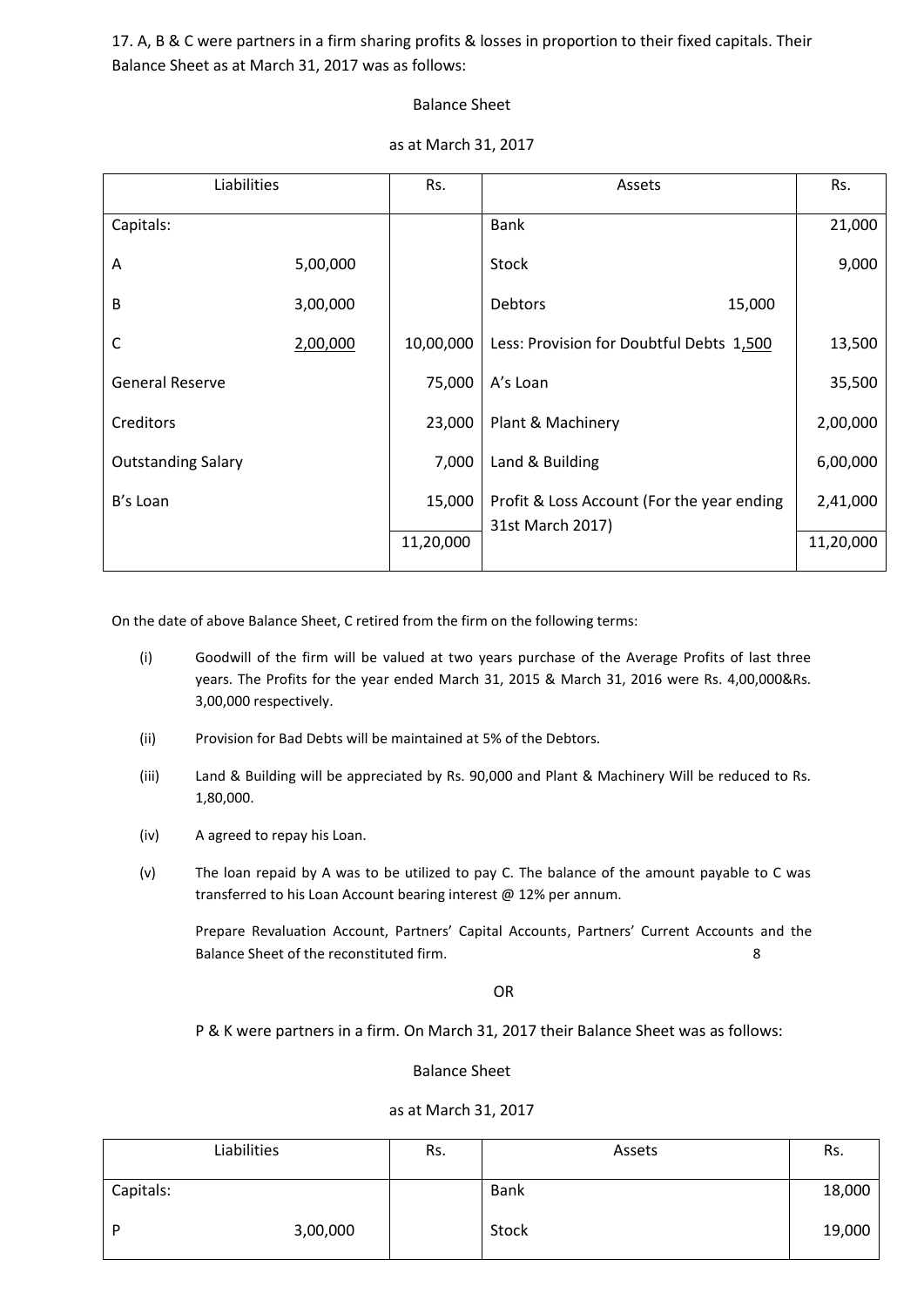17. A, B & C were partners in a firm sharing profits & losses in proportion to their fixed capitals. Their Balance Sheet as at March 31, 2017 was as follows:

Balance Sheet

as at March 31, 2017

| Liabilities | | Rs. | Assets | | Rs. |
|---|---|---|---|---|---|
| Capitals: | | | Bank | | 21,000 |
| A | 5,00,000 | | Stock | | 9,000 |
| B | 3,00,000 | | Debtors | 15,000 | |
| C | 2,00,000 | 10,00,000 | Less: Provision for Doubtful Debts | 1,500 | 13,500 |
| General Reserve | | 75,000 | A's Loan | | 35,500 |
| Creditors | | 23,000 | Plant & Machinery | | 2,00,000 |
| Outstanding Salary | | 7,000 | Land & Building | | 6,00,000 |
| B's Loan | | 15,000 | Profit & Loss Account (For the year ending 31st March 2017) | | 2,41,000 |
| | | 11,20,000 | | | 11,20,000 |

On the date of above Balance Sheet, C retired from the firm on the following terms:

(i) Goodwill of the firm will be valued at two years purchase of the Average Profits of last three years. The Profits for the year ended March 31, 2015 & March 31, 2016 were Rs. 4,00,000&Rs. 3,00,000 respectively.

(ii) Provision for Bad Debts will be maintained at 5% of the Debtors.

(iii) Land & Building will be appreciated by Rs. 90,000 and Plant & Machinery Will be reduced to Rs. 1,80,000.

(iv) A agreed to repay his Loan.

(v) The loan repaid by A was to be utilized to pay C. The balance of the amount payable to C was transferred to his Loan Account bearing interest @ 12% per annum.

Prepare Revaluation Account, Partners' Capital Accounts, Partners' Current Accounts and the Balance Sheet of the reconstituted firm. 8

OR

P & K were partners in a firm. On March 31, 2017 their Balance Sheet was as follows:

Balance Sheet

as at March 31, 2017

| Liabilities | | Rs. | Assets | Rs. |
|---|---|---|---|---|
| Capitals: | | | Bank | 18,000 |
| P | 3,00,000 | | Stock | 19,000 |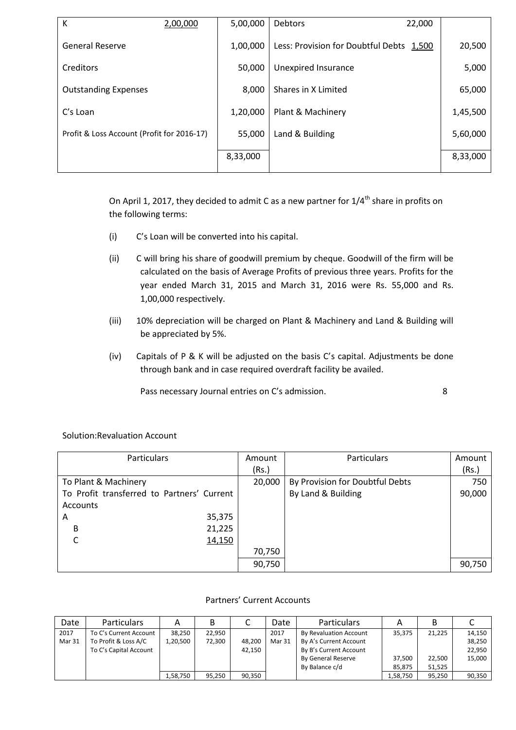| | | | | |
|---|---|---|---|---|
| K 2,00,000 | 5,00,000 | Debtors 22,000 | | |
| General Reserve | 1,00,000 | Less: Provision for Doubtful Debts 1,500 | 20,500 |
| Creditors | 50,000 | Unexpired Insurance | 5,000 |
| Outstanding Expenses | 8,000 | Shares in X Limited | 65,000 |
| C's Loan | 1,20,000 | Plant & Machinery | 1,45,500 |
| Profit & Loss Account (Profit for 2016-17) | 55,000 | Land & Building | 5,60,000 |
| | 8,33,000 | | 8,33,000 |

On April 1, 2017, they decided to admit C as a new partner for 1/4th share in profits on the following terms:

(i) C's Loan will be converted into his capital.

(ii) C will bring his share of goodwill premium by cheque. Goodwill of the firm will be calculated on the basis of Average Profits of previous three years. Profits for the year ended March 31, 2015 and March 31, 2016 were Rs. 55,000 and Rs. 1,00,000 respectively.

(iii) 10% depreciation will be charged on Plant & Machinery and Land & Building will be appreciated by 5%.

(iv) Capitals of P & K will be adjusted on the basis C's capital. Adjustments be done through bank and in case required overdraft facility be availed.

Pass necessary Journal entries on C's admission. 8

Solution: Revaluation Account

| Particulars | Amount (Rs.) | Particulars | Amount (Rs.) |
|---|---|---|---|
| To Plant & Machinery | 20,000 | By Provision for Doubtful Debts | 750 |
| To Profit transferred to Partners' Current Accounts | | By Land & Building | 90,000 |
| A 35,375 | | | |
| B 21,225 | | | |
| C 14,150 | | | |
| | 70,750 | | |
| | 90,750 | | 90,750 |

Partners' Current Accounts

| Date | Particulars | A | B | C | Date | Particulars | A | B | C |
|---|---|---|---|---|---|---|---|---|---|
| 2017 | To C's Current Account | 38,250 | 22,950 | | 2017 | By Revaluation Account | 35,375 | 21,225 | 14,150 |
| Mar 31 | To Profit & Loss A/C | 1,20,500 | 72,300 | 48,200 | Mar 31 | By A's Current Account | | | 38,250 |
| | To C's Capital Account | | | 42,150 | | By B's Current Account | | | 22,950 |
| | | | | | | By General Reserve | 37,500 | 22,500 | 15,000 |
| | | | | | | By Balance c/d | 85,875 | 51,525 | |
| | | 1,58,750 | 95,250 | 90,350 | | | 1,58,750 | 95,250 | 90,350 |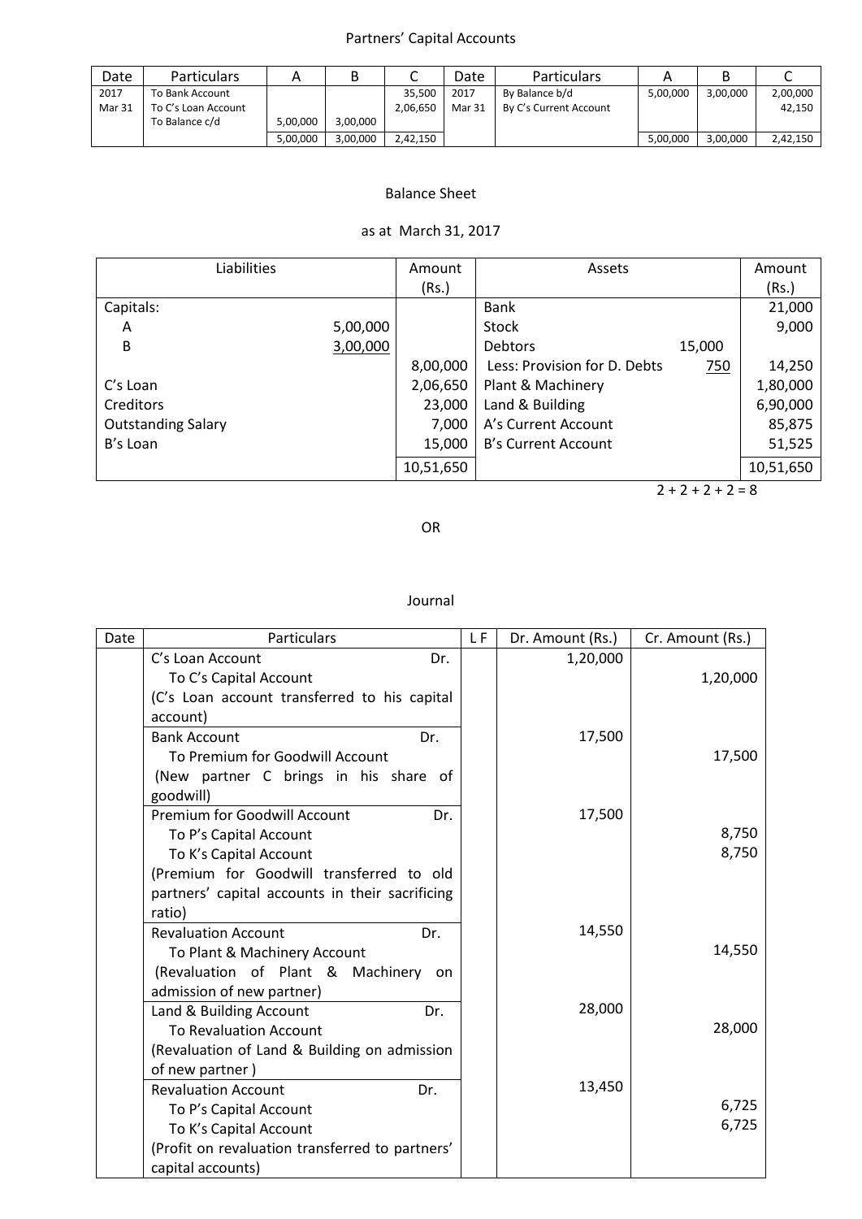Partners' Capital Accounts

| Date | Particulars | A | B | C | Date | Particulars | A | B | C |
|---|---|---|---|---|---|---|---|---|---|
| 2017 | To Bank Account | | | 35,500 | 2017 | By Balance b/d | 5,00,000 | 3,00,000 | 2,00,000 |
| Mar 31 | To C's Loan Account | | | 2,06,650 | Mar 31 | By C's Current Account | | | 42,150 |
| | To Balance c/d | 5,00,000 | 3,00,000 | | | | | | |
| | | 5,00,000 | 3,00,000 | 2,42,150 | | | 5,00,000 | 3,00,000 | 2,42,150 |

Balance Sheet

as at March 31, 2017

| Liabilities | | Amount (Rs.) | Assets | | Amount (Rs.) |
|---|---|---|---|---|---|
| Capitals: | | | Bank | | 21,000 |
| A | 5,00,000 | | Stock | | 9,000 |
| B | 3,00,000 | | Debtors | 15,000 | |
| | | 8,00,000 | Less: Provision for D. Debts | 750 | 14,250 |
| C's Loan | | 2,06,650 | Plant & Machinery | | 1,80,000 |
| Creditors | | 23,000 | Land & Building | | 6,90,000 |
| Outstanding Salary | | 7,000 | A's Current Account | | 85,875 |
| B's Loan | | 15,000 | B's Current Account | | 51,525 |
| | | 10,51,650 | | | 10,51,650 |

2 + 2 + 2 + 2 = 8

OR

Journal

| Date | Particulars | L F | Dr. Amount (Rs.) | Cr. Amount (Rs.) |
|---|---|---|---|---|
| | C's Loan Account Dr. | | 1,20,000 | |
| | To C's Capital Account | | | 1,20,000 |
| | (C's Loan account transferred to his capital account) | | | |
| | Bank Account Dr. | | 17,500 | |
| | To Premium for Goodwill Account | | | 17,500 |
| | (New partner C brings in his share of goodwill) | | | |
| | Premium for Goodwill Account Dr. | | 17,500 | |
| | To P's Capital Account | | | 8,750 |
| | To K's Capital Account | | | 8,750 |
| | (Premium for Goodwill transferred to old partners' capital accounts in their sacrificing ratio) | | | |
| | Revaluation Account Dr. | | 14,550 | |
| | To Plant & Machinery Account | | | 14,550 |
| | (Revaluation of Plant & Machinery on admission of new partner) | | | |
| | Land & Building Account Dr. | | 28,000 | |
| | To Revaluation Account | | | 28,000 |
| | (Revaluation of Land & Building on admission of new partner ) | | | |
| | Revaluation Account Dr. | | 13,450 | |
| | To P's Capital Account | | | 6,725 |
| | To K's Capital Account | | | 6,725 |
| | (Profit on revaluation transferred to partners' capital accounts) | | | |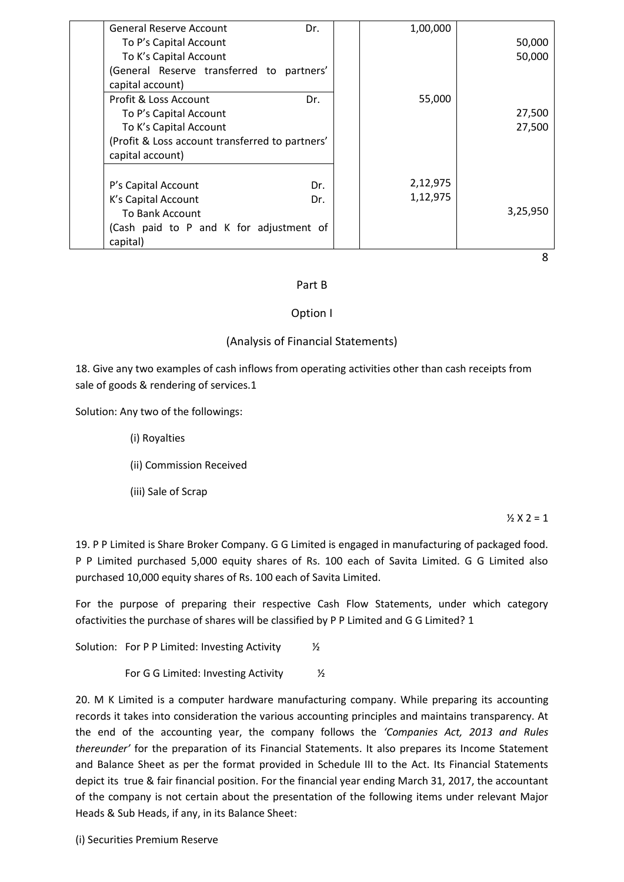| | Particulars | | Dr. Amount | Cr. Amount |
|---|---|---|---|---|
| | General Reserve Account Dr.<br>To P's Capital Account<br>To K's Capital Account<br>(General Reserve transferred to partners' capital account) | | 1,00,000 | <br>50,000<br>50,000 |
| | Profit & Loss Account Dr.<br>To P's Capital Account<br>To K's Capital Account<br>(Profit & Loss account transferred to partners' capital account) | | 55,000 | <br>27,500<br>27,500 |
| | P's Capital Account Dr.<br>K's Capital Account Dr.<br>To Bank Account<br>(Cash paid to P and K for adjustment of capital) | | 2,12,975<br>1,12,975 | <br><br>3,25,950 |

8

Part B

Option I

(Analysis of Financial Statements)

18. Give any two examples of cash inflows from operating activities other than cash receipts from sale of goods & rendering of services.1

Solution: Any two of the followings:

(i) Royalties

(ii) Commission Received

(iii) Sale of Scrap

½ X 2 = 1

19. P P Limited is Share Broker Company. G G Limited is engaged in manufacturing of packaged food. P P Limited purchased 5,000 equity shares of Rs. 100 each of Savita Limited. G G Limited also purchased 10,000 equity shares of Rs. 100 each of Savita Limited.

For the purpose of preparing their respective Cash Flow Statements, under which category ofactivities the purchase of shares will be classified by P P Limited and G G Limited? 1

Solution: For P P Limited: Investing Activity ½

For G G Limited: Investing Activity ½

20. M K Limited is a computer hardware manufacturing company. While preparing its accounting records it takes into consideration the various accounting principles and maintains transparency. At the end of the accounting year, the company follows the *'Companies Act, 2013 and Rules thereunder'* for the preparation of its Financial Statements. It also prepares its Income Statement and Balance Sheet as per the format provided in Schedule III to the Act. Its Financial Statements depict its true & fair financial position. For the financial year ending March 31, 2017, the accountant of the company is not certain about the presentation of the following items under relevant Major Heads & Sub Heads, if any, in its Balance Sheet:

(i) Securities Premium Reserve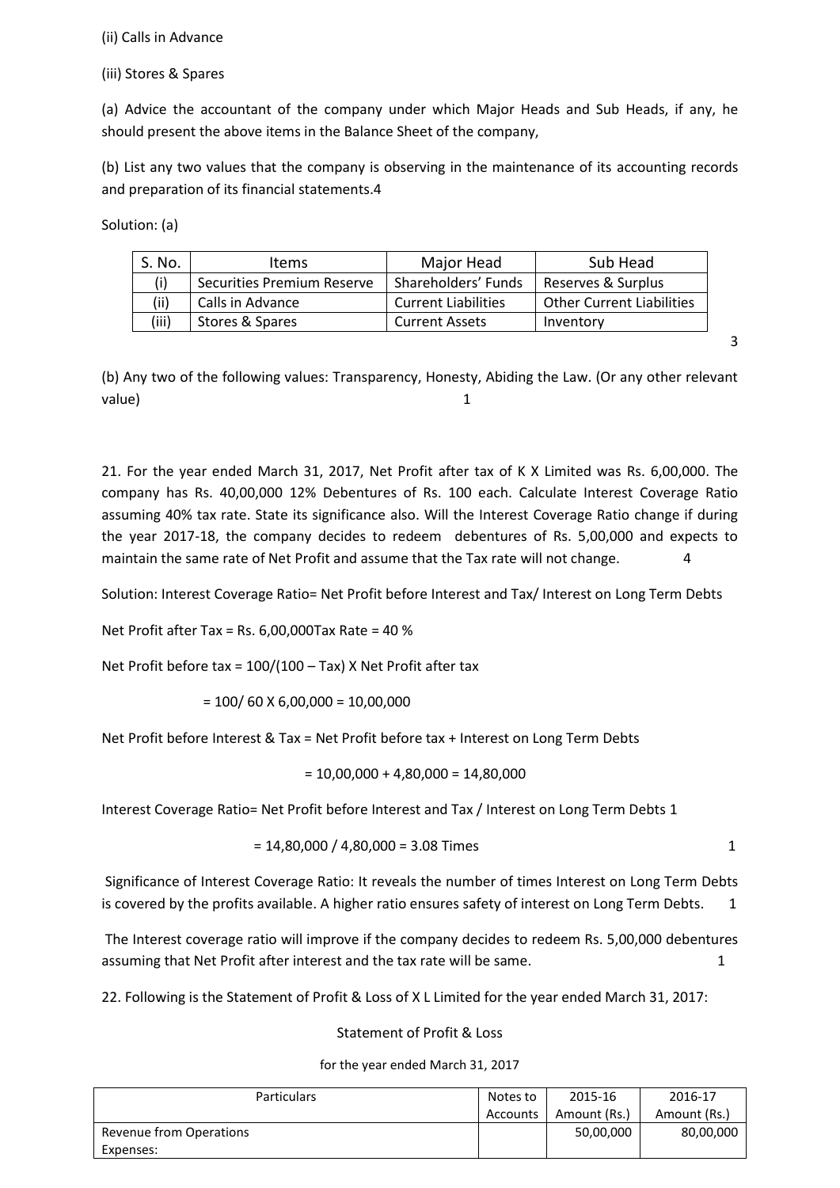(ii) Calls in Advance

(iii) Stores & Spares

(a) Advice the accountant of the company under which Major Heads and Sub Heads, if any, he should present the above items in the Balance Sheet of the company,

(b) List any two values that the company is observing in the maintenance of its accounting records and preparation of its financial statements.4

Solution: (a)

| S. No. | Items | Major Head | Sub Head |
|---|---|---|---|
| (i) | Securities Premium Reserve | Shareholders' Funds | Reserves & Surplus |
| (ii) | Calls in Advance | Current Liabilities | Other Current Liabilities |
| (iii) | Stores & Spares | Current Assets | Inventory |

3

(b) Any two of the following values: Transparency, Honesty, Abiding the Law. (Or any other relevant value) 1

21. For the year ended March 31, 2017, Net Profit after tax of K X Limited was Rs. 6,00,000. The company has Rs. 40,00,000 12% Debentures of Rs. 100 each. Calculate Interest Coverage Ratio assuming 40% tax rate. State its significance also. Will the Interest Coverage Ratio change if during the year 2017-18, the company decides to redeem debentures of Rs. 5,00,000 and expects to maintain the same rate of Net Profit and assume that the Tax rate will not change. 4

Solution: Interest Coverage Ratio= Net Profit before Interest and Tax/ Interest on Long Term Debts

Net Profit after Tax = Rs. 6,00,000Tax Rate = 40 %

Net Profit before tax = 100/(100 – Tax) X Net Profit after tax

= 100/ 60 X 6,00,000 = 10,00,000

Net Profit before Interest & Tax = Net Profit before tax + Interest on Long Term Debts

= 10,00,000 + 4,80,000 = 14,80,000

Interest Coverage Ratio= Net Profit before Interest and Tax / Interest on Long Term Debts 1

= 14,80,000 / 4,80,000 = 3.08 Times 1

Significance of Interest Coverage Ratio: It reveals the number of times Interest on Long Term Debts is covered by the profits available. A higher ratio ensures safety of interest on Long Term Debts. 1

The Interest coverage ratio will improve if the company decides to redeem Rs. 5,00,000 debentures assuming that Net Profit after interest and the tax rate will be same. 1

22. Following is the Statement of Profit & Loss of X L Limited for the year ended March 31, 2017:

Statement of Profit & Loss

for the year ended March 31, 2017

| Particulars | Notes to Accounts | 2015-16 Amount (Rs.) | 2016-17 Amount (Rs.) |
|---|---|---|---|
| Revenue from Operations | | 50,00,000 | 80,00,000 |
| Expenses: | | | |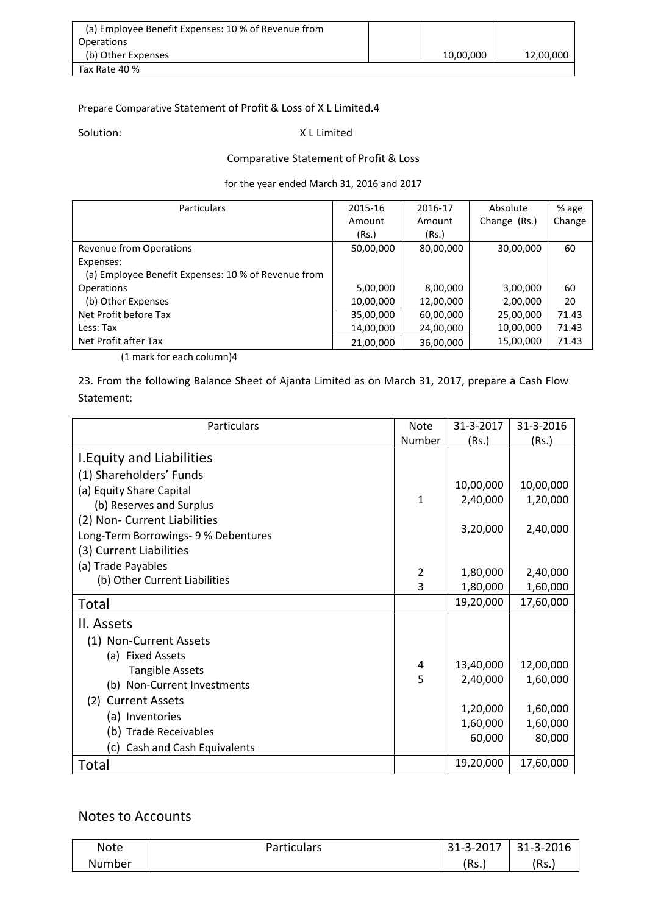| | | | |
|---|---|---|---|
| (a) Employee Benefit Expenses: 10 % of Revenue from Operations | | | |
| (b) Other Expenses | | 10,00,000 | 12,00,000 |
| Tax Rate 40 % | | | |

Prepare Comparative Statement of Profit & Loss of X L Limited.4

Solution: X L Limited

Comparative Statement of Profit & Loss

for the year ended March 31, 2016 and 2017

| Particulars | 2015-16 Amount (Rs.) | 2016-17 Amount (Rs.) | Absolute Change (Rs.) | % age Change |
|---|---|---|---|---|
| Revenue from Operations | 50,00,000 | 80,00,000 | 30,00,000 | 60 |
| Expenses: | | | | |
| (a) Employee Benefit Expenses: 10 % of Revenue from Operations | 5,00,000 | 8,00,000 | 3,00,000 | 60 |
| (b) Other Expenses | 10,00,000 | 12,00,000 | 2,00,000 | 20 |
| Net Profit before Tax | 35,00,000 | 60,00,000 | 25,00,000 | 71.43 |
| Less: Tax | 14,00,000 | 24,00,000 | 10,00,000 | 71.43 |
| Net Profit after Tax | 21,00,000 | 36,00,000 | 15,00,000 | 71.43 |

(1 mark for each column)4

23. From the following Balance Sheet of Ajanta Limited as on March 31, 2017, prepare a Cash Flow Statement:

| Particulars | Note Number | 31-3-2017 (Rs.) | 31-3-2016 (Rs.) |
|---|---|---|---|
| I.Equity and Liabilities | | | |
| (1) Shareholders' Funds | | | |
| (a) Equity Share Capital | | 10,00,000 | 10,00,000 |
| (b) Reserves and Surplus | 1 | 2,40,000 | 1,20,000 |
| (2) Non- Current Liabilities | | | |
| Long-Term Borrowings- 9 % Debentures | | 3,20,000 | 2,40,000 |
| (3) Current Liabilities | | | |
| (a) Trade Payables | 2 | 1,80,000 | 2,40,000 |
| (b) Other Current Liabilities | 3 | 1,80,000 | 1,60,000 |
| Total | | 19,20,000 | 17,60,000 |
| II. Assets | | | |
| (1) Non-Current Assets | | | |
| (a) Fixed Assets | | | |
| Tangible Assets | 4 | 13,40,000 | 12,00,000 |
| (b) Non-Current Investments | 5 | 2,40,000 | 1,60,000 |
| (2) Current Assets | | | |
| (a) Inventories | | 1,20,000 | 1,60,000 |
| (b) Trade Receivables | | 1,60,000 | 1,60,000 |
| (c) Cash and Cash Equivalents | | 60,000 | 80,000 |
| Total | | 19,20,000 | 17,60,000 |

## Notes to Accounts

| Note Number | Particulars | 31-3-2017 (Rs.) | 31-3-2016 (Rs.) |
|---|---|---|---|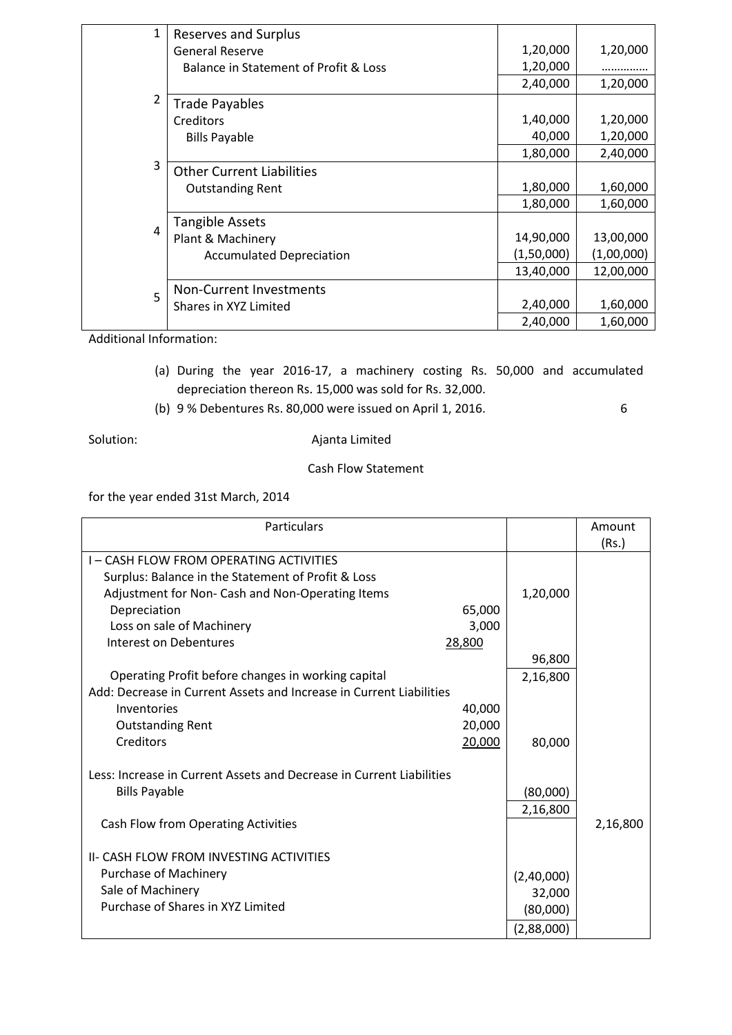| | | | |
|---|---|---|---|
| 1 | Reserves and Surplus | | |
| | General Reserve | 1,20,000 | 1,20,000 |
| | Balance in Statement of Profit & Loss | 1,20,000 | ………….. |
| | | 2,40,000 | 1,20,000 |
| 2 | Trade Payables | | |
| | Creditors | 1,40,000 | 1,20,000 |
| | Bills Payable | 40,000 | 1,20,000 |
| | | 1,80,000 | 2,40,000 |
| 3 | Other Current Liabilities | | |
| | Outstanding Rent | 1,80,000 | 1,60,000 |
| | | 1,80,000 | 1,60,000 |
| 4 | Tangible Assets | | |
| | Plant & Machinery | 14,90,000 | 13,00,000 |
| | Accumulated Depreciation | (1,50,000) | (1,00,000) |
| | | 13,40,000 | 12,00,000 |
| 5 | Non-Current Investments | | |
| | Shares in XYZ Limited | 2,40,000 | 1,60,000 |
| | | 2,40,000 | 1,60,000 |

Additional Information:

(a) During the year 2016-17, a machinery costing Rs. 50,000 and accumulated depreciation thereon Rs. 15,000 was sold for Rs. 32,000.

(b) 9 % Debentures Rs. 80,000 were issued on April 1, 2016. 6

Solution: Ajanta Limited

Cash Flow Statement

for the year ended 31st March, 2014

| Particulars | | | Amount (Rs.) |
|---|---|---|---|
| I – CASH FLOW FROM OPERATING ACTIVITIES | | | |
| Surplus: Balance in the Statement of Profit & Loss | | | |
| Adjustment for Non- Cash and Non-Operating Items | | 1,20,000 | |
| Depreciation | 65,000 | | |
| Loss on sale of Machinery | 3,000 | | |
| Interest on Debentures | 28,800 | | |
| | | 96,800 | |
| Operating Profit before changes in working capital | | 2,16,800 | |
| Add: Decrease in Current Assets and Increase in Current Liabilities | | | |
| Inventories | 40,000 | | |
| Outstanding Rent | 20,000 | | |
| Creditors | 20,000 | 80,000 | |
| Less: Increase in Current Assets and Decrease in Current Liabilities | | | |
| Bills Payable | | (80,000) | |
| | | 2,16,800 | |
| Cash Flow from Operating Activities | | | 2,16,800 |
| II- CASH FLOW FROM INVESTING ACTIVITIES | | | |
| Purchase of Machinery | | (2,40,000) | |
| Sale of Machinery | | 32,000 | |
| Purchase of Shares in XYZ Limited | | (80,000) | |
| | | (2,88,000) | |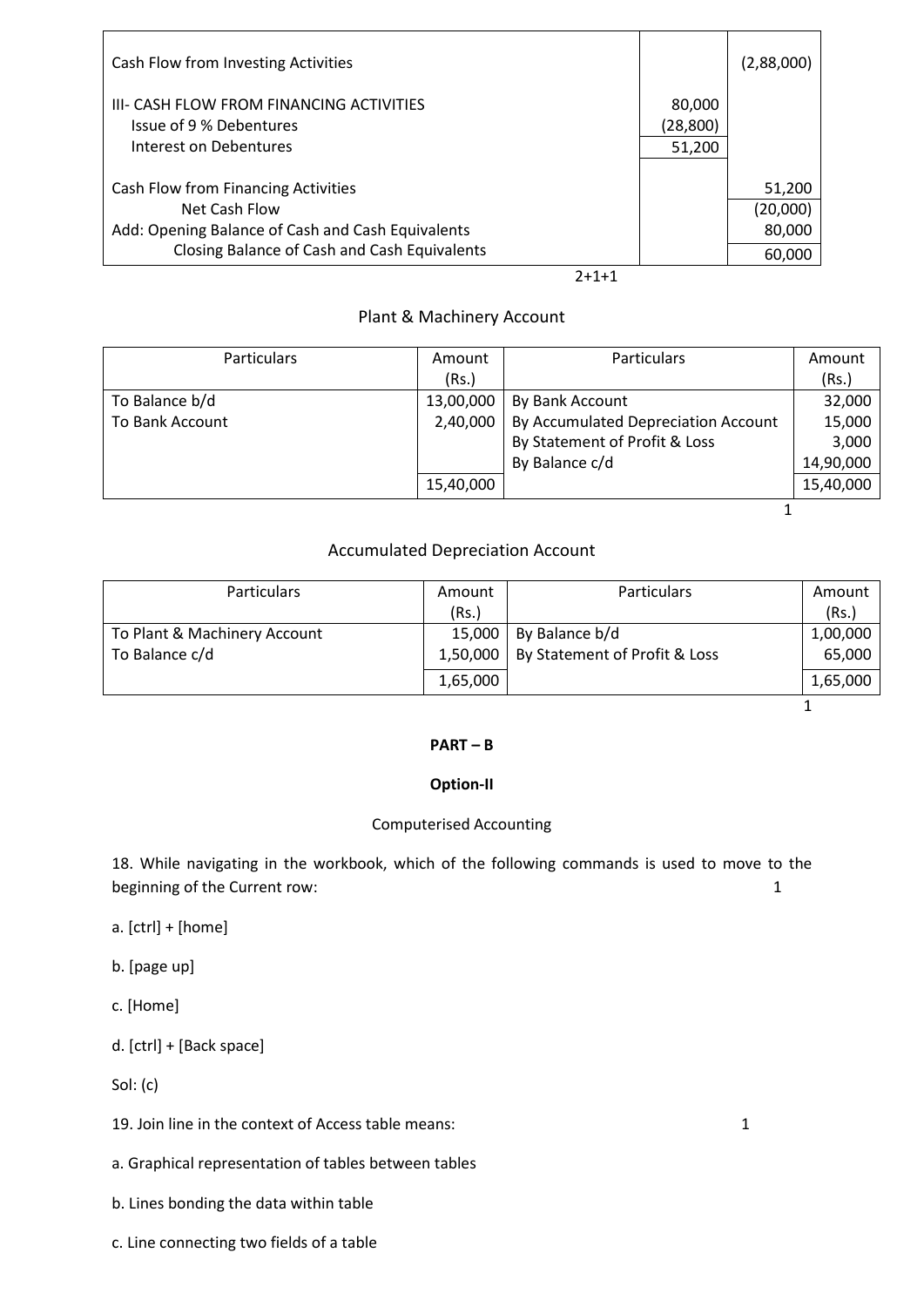| | | |
|---|---|---|
| Cash Flow from Investing Activities | | (2,88,000) |
| III- CASH FLOW FROM FINANCING ACTIVITIES | 80,000 | |
| Issue of 9 % Debentures | (28,800) | |
| Interest on Debentures | 51,200 | |
| Cash Flow from Financing Activities | | 51,200 |
| Net Cash Flow | | (20,000) |
| Add: Opening Balance of Cash and Cash Equivalents | | 80,000 |
| Closing Balance of Cash and Cash Equivalents | | 60,000 |

2+1+1

Plant & Machinery Account

| Particulars | Amount (Rs.) | Particulars | Amount (Rs.) |
|---|---|---|---|
| To Balance b/d | 13,00,000 | By Bank Account | 32,000 |
| To Bank Account | 2,40,000 | By Accumulated Depreciation Account | 15,000 |
| | | By Statement of Profit & Loss | 3,000 |
| | | By Balance c/d | 14,90,000 |
| | 15,40,000 | | 15,40,000 |

1

Accumulated Depreciation Account

| Particulars | Amount (Rs.) | Particulars | Amount (Rs.) |
|---|---|---|---|
| To Plant & Machinery Account | 15,000 | By Balance b/d | 1,00,000 |
| To Balance c/d | 1,50,000 | By Statement of Profit & Loss | 65,000 |
| | 1,65,000 | | 1,65,000 |

1

**PART – B**

**Option-II**

Computerised Accounting

18. While navigating in the workbook, which of the following commands is used to move to the beginning of the Current row: 1

a. [ctrl] + [home]

b. [page up]

c. [Home]

d. [ctrl] + [Back space]

Sol: (c)

19. Join line in the context of Access table means: 1

a. Graphical representation of tables between tables

b. Lines bonding the data within table

c. Line connecting two fields of a table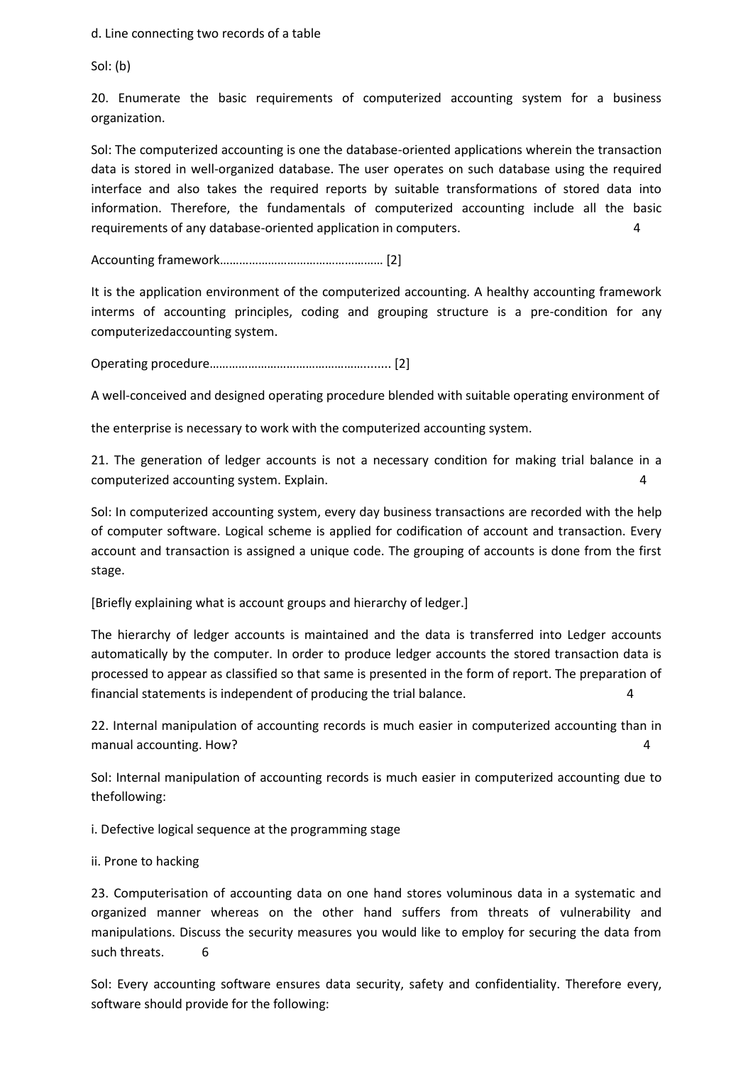d. Line connecting two records of a table

Sol: (b)

20. Enumerate the basic requirements of computerized accounting system for a business organization.

Sol: The computerized accounting is one the database-oriented applications wherein the transaction data is stored in well-organized database. The user operates on such database using the required interface and also takes the required reports by suitable transformations of stored data into information. Therefore, the fundamentals of computerized accounting include all the basic requirements of any database-oriented application in computers. 4

Accounting framework…………………………………………… [2]

It is the application environment of the computerized accounting. A healthy accounting framework interms of accounting principles, coding and grouping structure is a pre-condition for any computerizedaccounting system.

Operating procedure……………………………………….......[2]

A well-conceived and designed operating procedure blended with suitable operating environment of

the enterprise is necessary to work with the computerized accounting system.

21. The generation of ledger accounts is not a necessary condition for making trial balance in a computerized accounting system. Explain. 4

Sol: In computerized accounting system, every day business transactions are recorded with the help of computer software. Logical scheme is applied for codification of account and transaction. Every account and transaction is assigned a unique code. The grouping of accounts is done from the first stage.

[Briefly explaining what is account groups and hierarchy of ledger.]

The hierarchy of ledger accounts is maintained and the data is transferred into Ledger accounts automatically by the computer. In order to produce ledger accounts the stored transaction data is processed to appear as classified so that same is presented in the form of report. The preparation of financial statements is independent of producing the trial balance. 4

22. Internal manipulation of accounting records is much easier in computerized accounting than in manual accounting. How? 4

Sol: Internal manipulation of accounting records is much easier in computerized accounting due to thefollowing:

i. Defective logical sequence at the programming stage

ii. Prone to hacking

23. Computerisation of accounting data on one hand stores voluminous data in a systematic and organized manner whereas on the other hand suffers from threats of vulnerability and manipulations. Discuss the security measures you would like to employ for securing the data from such threats. 6

Sol: Every accounting software ensures data security, safety and confidentiality. Therefore every, software should provide for the following: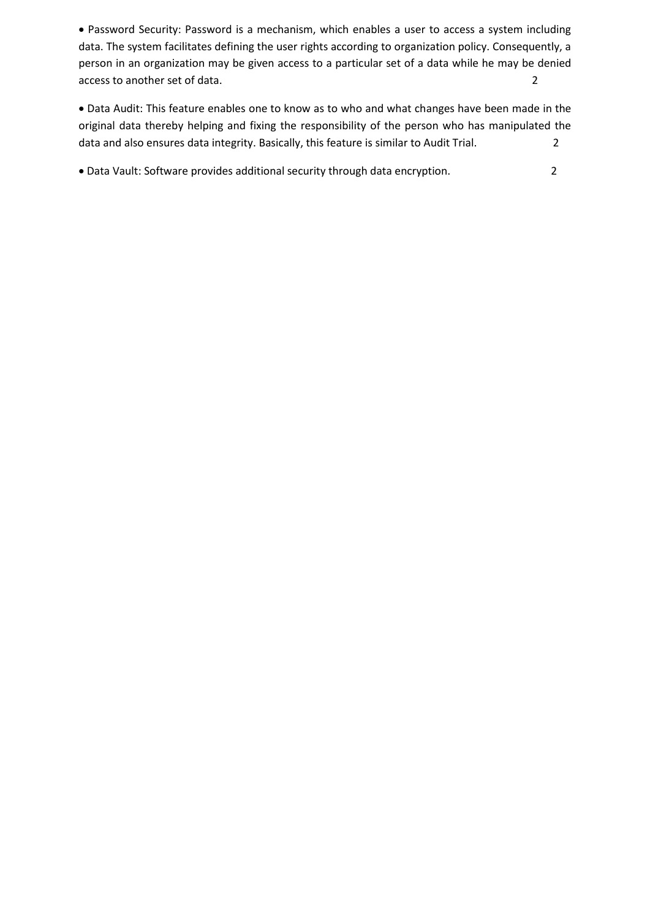- Password Security: Password is a mechanism, which enables a user to access a system including data. The system facilitates defining the user rights according to organization policy. Consequently, a person in an organization may be given access to a particular set of a data while he may be denied access to another set of data. 2

- Data Audit: This feature enables one to know as to who and what changes have been made in the original data thereby helping and fixing the responsibility of the person who has manipulated the data and also ensures data integrity. Basically, this feature is similar to Audit Trial. 2

- Data Vault: Software provides additional security through data encryption. 2